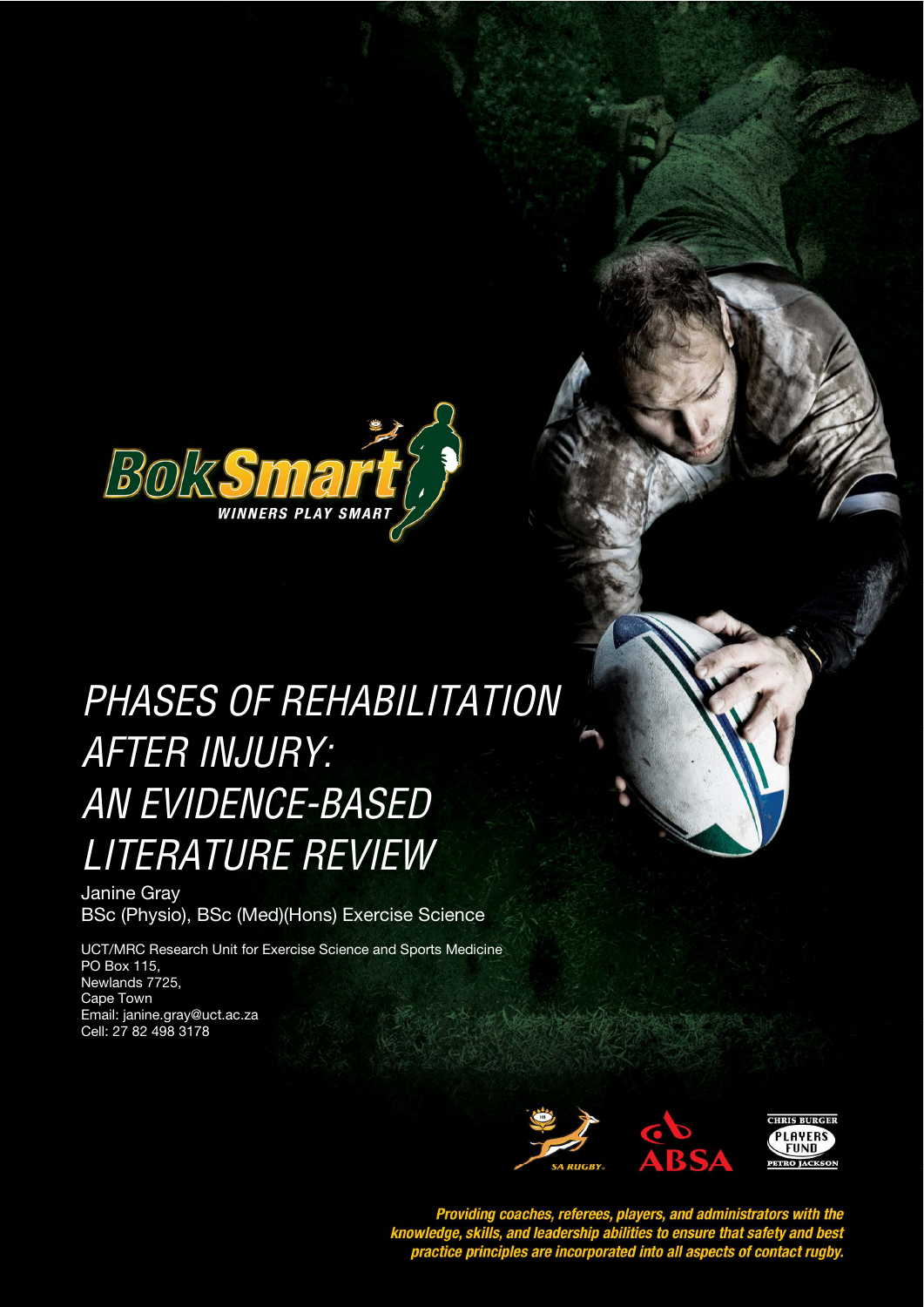# PHASES OF REHABILITATION AFTER INJURY: AN EVIDENCE-BASED LITERATURE REVIEW

Janine Gray
BSc (Physio), BSc (Med)(Hons) Exercise Science

UCT/MRC Research Unit for Exercise Science and Sports Medicine
PO Box 115,
Newlands 7725,
Cape Town
Email: janine.gray@uct.ac.za
Cell: 27 82 498 3178

***Providing coaches, referees, players, and administrators with the knowledge, skills, and leadership abilities to ensure that safety and best practice principles are incorporated into all aspects of contact rugby.***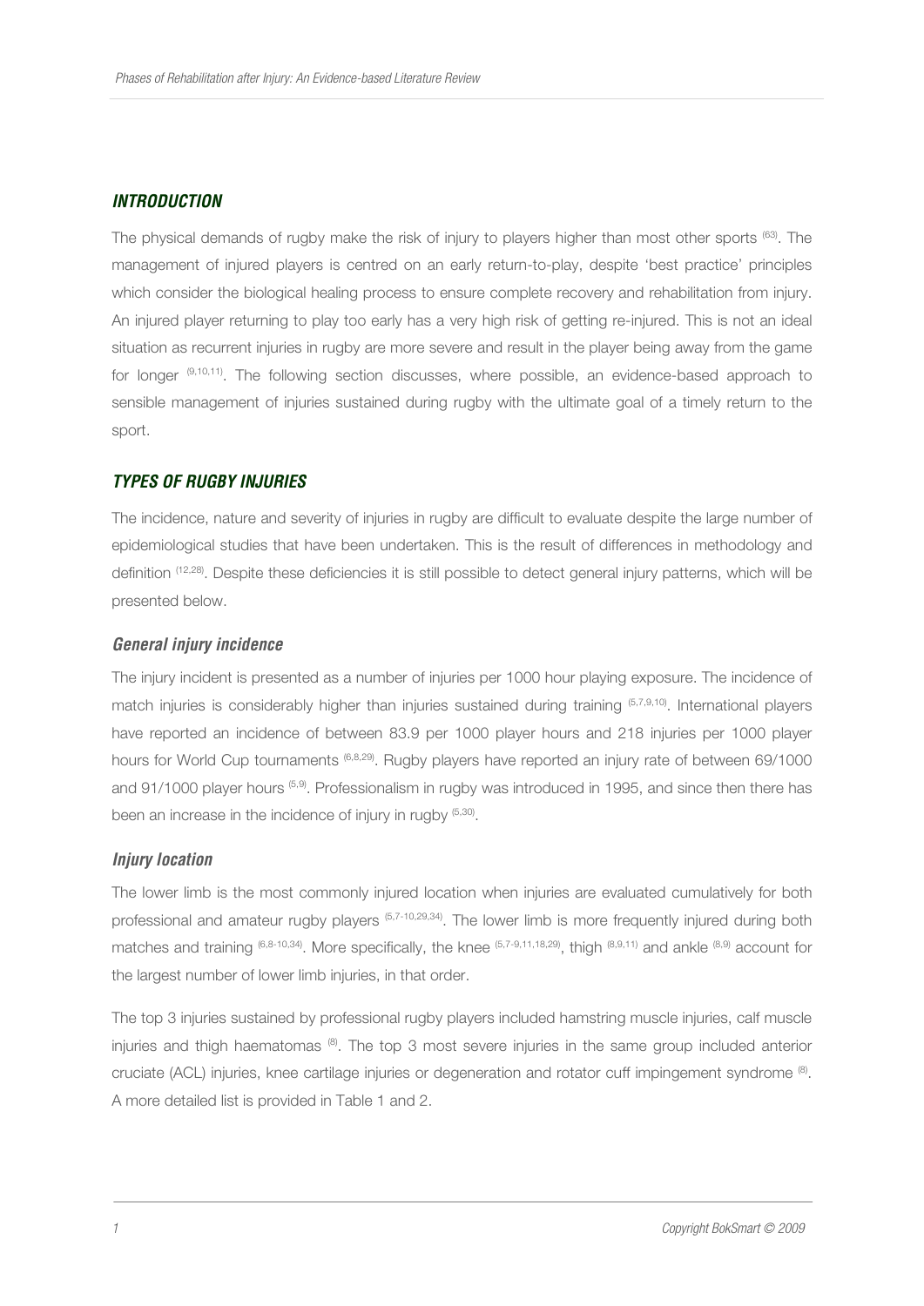## *INTRODUCTION*

The physical demands of rugby make the risk of injury to players higher than most other sports [63]. The management of injured players is centred on an early return-to-play, despite 'best practice' principles which consider the biological healing process to ensure complete recovery and rehabilitation from injury. An injured player returning to play too early has a very high risk of getting re-injured. This is not an ideal situation as recurrent injuries in rugby are more severe and result in the player being away from the game for longer [9,10,11]. The following section discusses, where possible, an evidence-based approach to sensible management of injuries sustained during rugby with the ultimate goal of a timely return to the sport.

## *TYPES OF RUGBY INJURIES*

The incidence, nature and severity of injuries in rugby are difficult to evaluate despite the large number of epidemiological studies that have been undertaken. This is the result of differences in methodology and definition [12,28]. Despite these deficiencies it is still possible to detect general injury patterns, which will be presented below.

### *General injury incidence*

The injury incident is presented as a number of injuries per 1000 hour playing exposure. The incidence of match injuries is considerably higher than injuries sustained during training [5,7,9,10]. International players have reported an incidence of between 83.9 per 1000 player hours and 218 injuries per 1000 player hours for World Cup tournaments [6,8,29]. Rugby players have reported an injury rate of between 69/1000 and 91/1000 player hours [5,9]. Professionalism in rugby was introduced in 1995, and since then there has been an increase in the incidence of injury in rugby [5,30].

### *Injury location*

The lower limb is the most commonly injured location when injuries are evaluated cumulatively for both professional and amateur rugby players [5,7-10,29,34]. The lower limb is more frequently injured during both matches and training [6,8-10,34]. More specifically, the knee [5,7-9,11,18,29], thigh [8,9,11] and ankle [8,9] account for the largest number of lower limb injuries, in that order.

The top 3 injuries sustained by professional rugby players included hamstring muscle injuries, calf muscle injuries and thigh haematomas [8]. The top 3 most severe injuries in the same group included anterior cruciate (ACL) injuries, knee cartilage injuries or degeneration and rotator cuff impingement syndrome [8]. A more detailed list is provided in Table 1 and 2.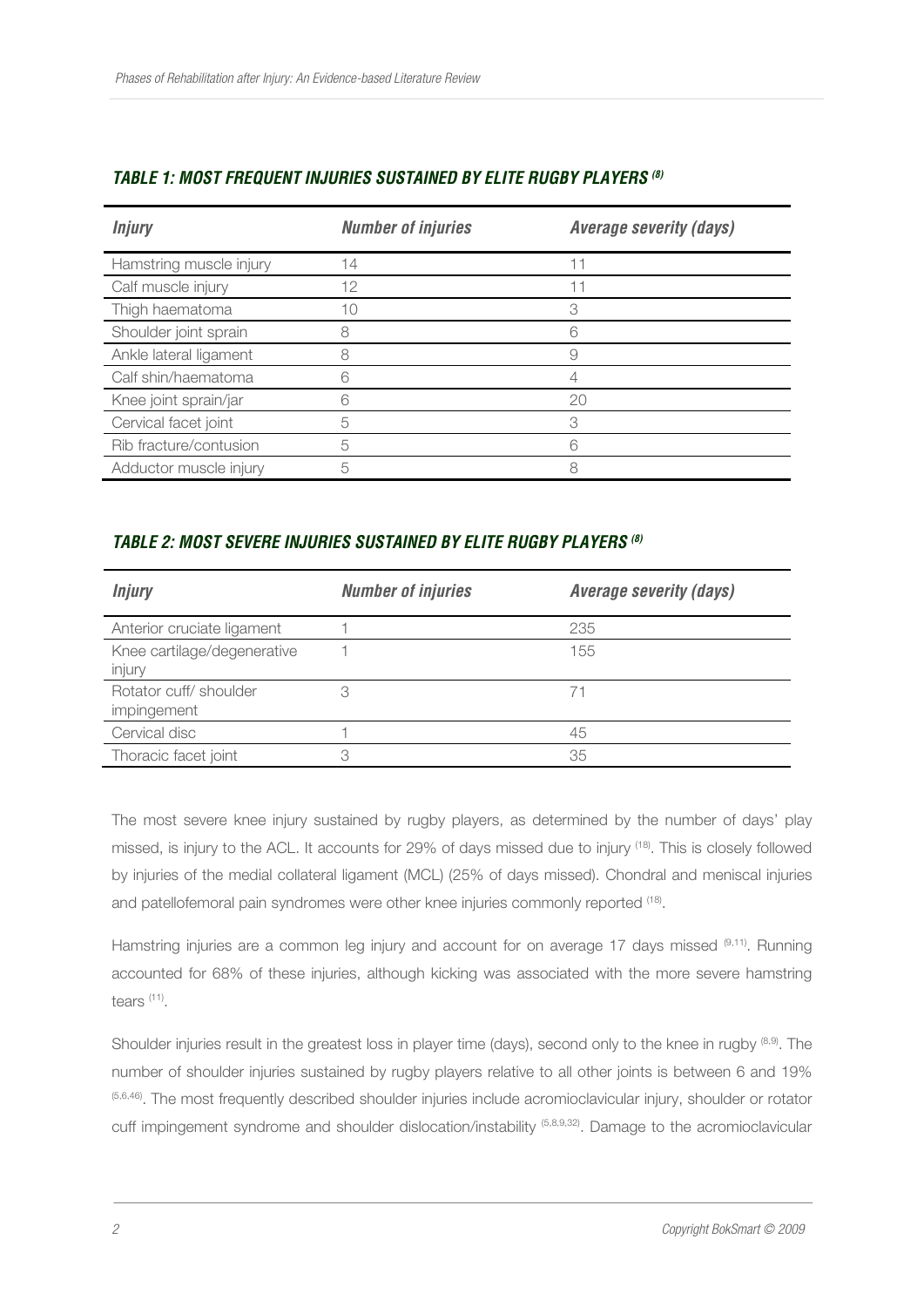### *TABLE 1: MOST FREQUENT INJURIES SUSTAINED BY ELITE RUGBY PLAYERS [8]*

| *Injury* | *Number of injuries* | *Average severity (days)* |
|---|---|---|
| Hamstring muscle injury | 14 | 11 |
| Calf muscle injury | 12 | 11 |
| Thigh haematoma | 10 | 3 |
| Shoulder joint sprain | 8 | 6 |
| Ankle lateral ligament | 8 | 9 |
| Calf shin/haematoma | 6 | 4 |
| Knee joint sprain/jar | 6 | 20 |
| Cervical facet joint | 5 | 3 |
| Rib fracture/contusion | 5 | 6 |
| Adductor muscle injury | 5 | 8 |

### *TABLE 2: MOST SEVERE INJURIES SUSTAINED BY ELITE RUGBY PLAYERS [8]*

| *Injury* | *Number of injuries* | *Average severity (days)* |
|---|---|---|
| Anterior cruciate ligament | 1 | 235 |
| Knee cartilage/degenerative injury | 1 | 155 |
| Rotator cuff/ shoulder impingement | 3 | 71 |
| Cervical disc | 1 | 45 |
| Thoracic facet joint | 3 | 35 |

The most severe knee injury sustained by rugby players, as determined by the number of days' play missed, is injury to the ACL. It accounts for 29% of days missed due to injury [18]. This is closely followed by injuries of the medial collateral ligament (MCL) (25% of days missed). Chondral and meniscal injuries and patellofemoral pain syndromes were other knee injuries commonly reported [18].

Hamstring injuries are a common leg injury and account for on average 17 days missed [9,11]. Running accounted for 68% of these injuries, although kicking was associated with the more severe hamstring tears [11].

Shoulder injuries result in the greatest loss in player time (days), second only to the knee in rugby [8,9]. The number of shoulder injuries sustained by rugby players relative to all other joints is between 6 and 19% [5,6,46]. The most frequently described shoulder injuries include acromioclavicular injury, shoulder or rotator cuff impingement syndrome and shoulder dislocation/instability [5,8,9,32]. Damage to the acromioclavicular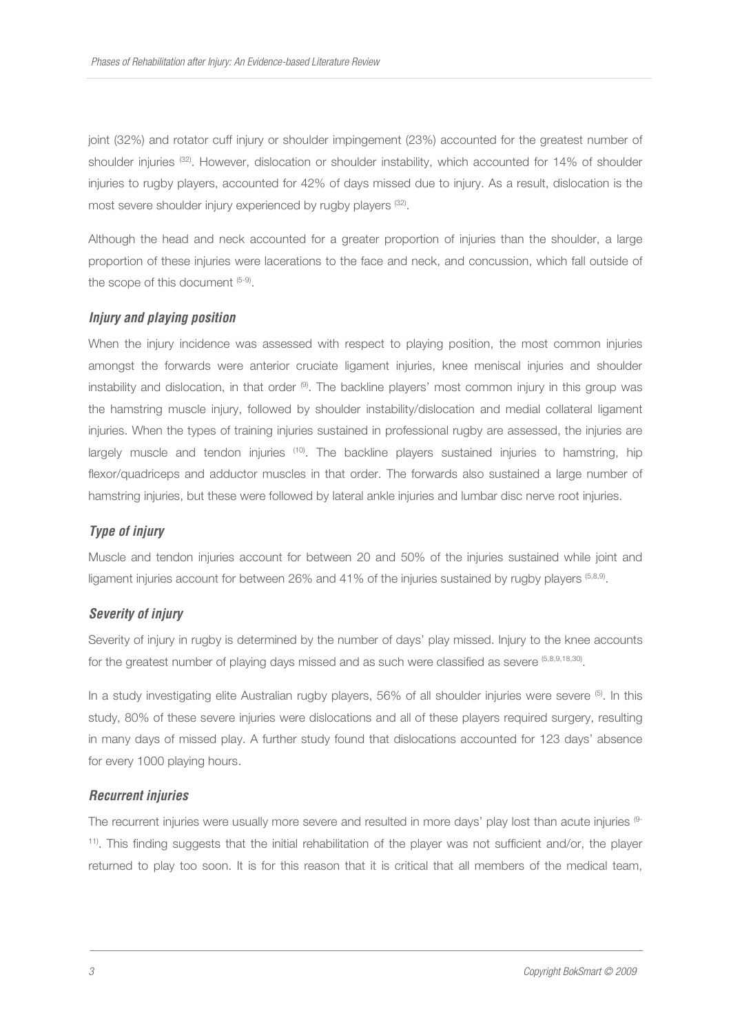joint (32%) and rotator cuff injury or shoulder impingement (23%) accounted for the greatest number of shoulder injuries [32]. However, dislocation or shoulder instability, which accounted for 14% of shoulder injuries to rugby players, accounted for 42% of days missed due to injury. As a result, dislocation is the most severe shoulder injury experienced by rugby players [32].

Although the head and neck accounted for a greater proportion of injuries than the shoulder, a large proportion of these injuries were lacerations to the face and neck, and concussion, which fall outside of the scope of this document [5-9].

### *Injury and playing position*

When the injury incidence was assessed with respect to playing position, the most common injuries amongst the forwards were anterior cruciate ligament injuries, knee meniscal injuries and shoulder instability and dislocation, in that order [9]. The backline players' most common injury in this group was the hamstring muscle injury, followed by shoulder instability/dislocation and medial collateral ligament injuries. When the types of training injuries sustained in professional rugby are assessed, the injuries are largely muscle and tendon injuries [10]. The backline players sustained injuries to hamstring, hip flexor/quadriceps and adductor muscles in that order. The forwards also sustained a large number of hamstring injuries, but these were followed by lateral ankle injuries and lumbar disc nerve root injuries.

### *Type of injury*

Muscle and tendon injuries account for between 20 and 50% of the injuries sustained while joint and ligament injuries account for between 26% and 41% of the injuries sustained by rugby players [5,8,9].

### *Severity of injury*

Severity of injury in rugby is determined by the number of days' play missed. Injury to the knee accounts for the greatest number of playing days missed and as such were classified as severe [5,8,9,18,30].

In a study investigating elite Australian rugby players, 56% of all shoulder injuries were severe [5]. In this study, 80% of these severe injuries were dislocations and all of these players required surgery, resulting in many days of missed play. A further study found that dislocations accounted for 123 days' absence for every 1000 playing hours.

### *Recurrent injuries*

The recurrent injuries were usually more severe and resulted in more days' play lost than acute injuries [9-11]. This finding suggests that the initial rehabilitation of the player was not sufficient and/or, the player returned to play too soon. It is for this reason that it is critical that all members of the medical team,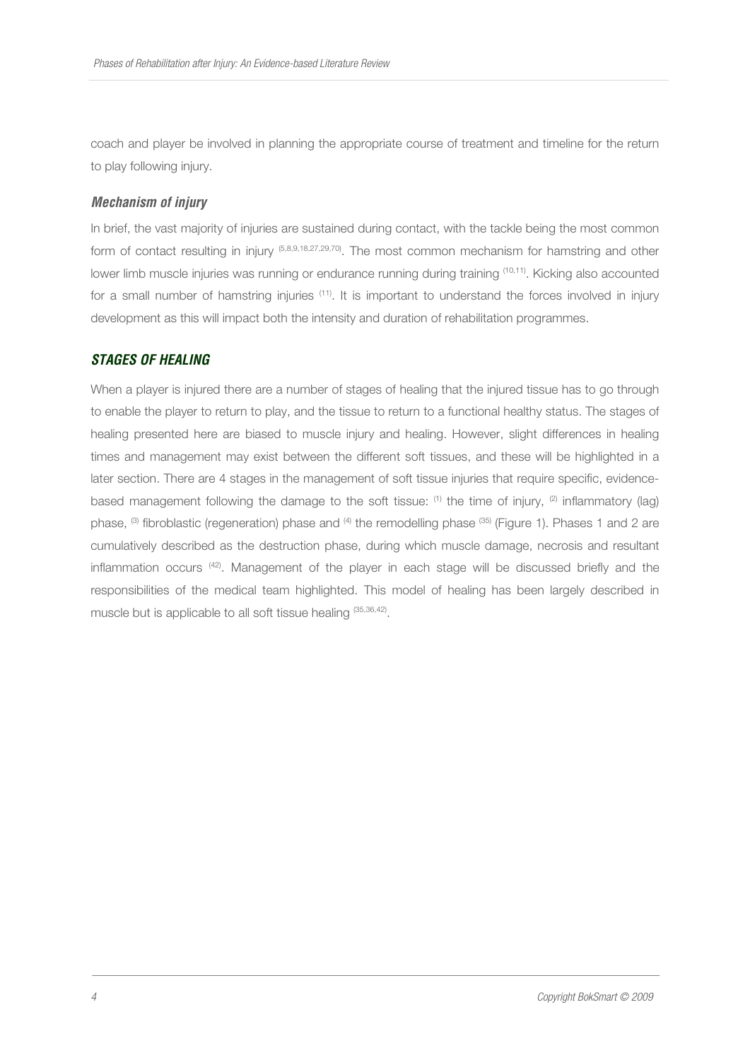coach and player be involved in planning the appropriate course of treatment and timeline for the return to play following injury.

### *Mechanism of injury*

In brief, the vast majority of injuries are sustained during contact, with the tackle being the most common form of contact resulting in injury [5,8,9,18,27,29,70]. The most common mechanism for hamstring and other lower limb muscle injuries was running or endurance running during training [10,11]. Kicking also accounted for a small number of hamstring injuries [11]. It is important to understand the forces involved in injury development as this will impact both the intensity and duration of rehabilitation programmes.

## *STAGES OF HEALING*

When a player is injured there are a number of stages of healing that the injured tissue has to go through to enable the player to return to play, and the tissue to return to a functional healthy status. The stages of healing presented here are biased to muscle injury and healing. However, slight differences in healing times and management may exist between the different soft tissues, and these will be highlighted in a later section. There are 4 stages in the management of soft tissue injuries that require specific, evidence-based management following the damage to the soft tissue: (1) the time of injury, (2) inflammatory (lag) phase, (3) fibroblastic (regeneration) phase and (4) the remodelling phase [35] (Figure 1). Phases 1 and 2 are cumulatively described as the destruction phase, during which muscle damage, necrosis and resultant inflammation occurs [42]. Management of the player in each stage will be discussed briefly and the responsibilities of the medical team highlighted. This model of healing has been largely described in muscle but is applicable to all soft tissue healing [35,36,42].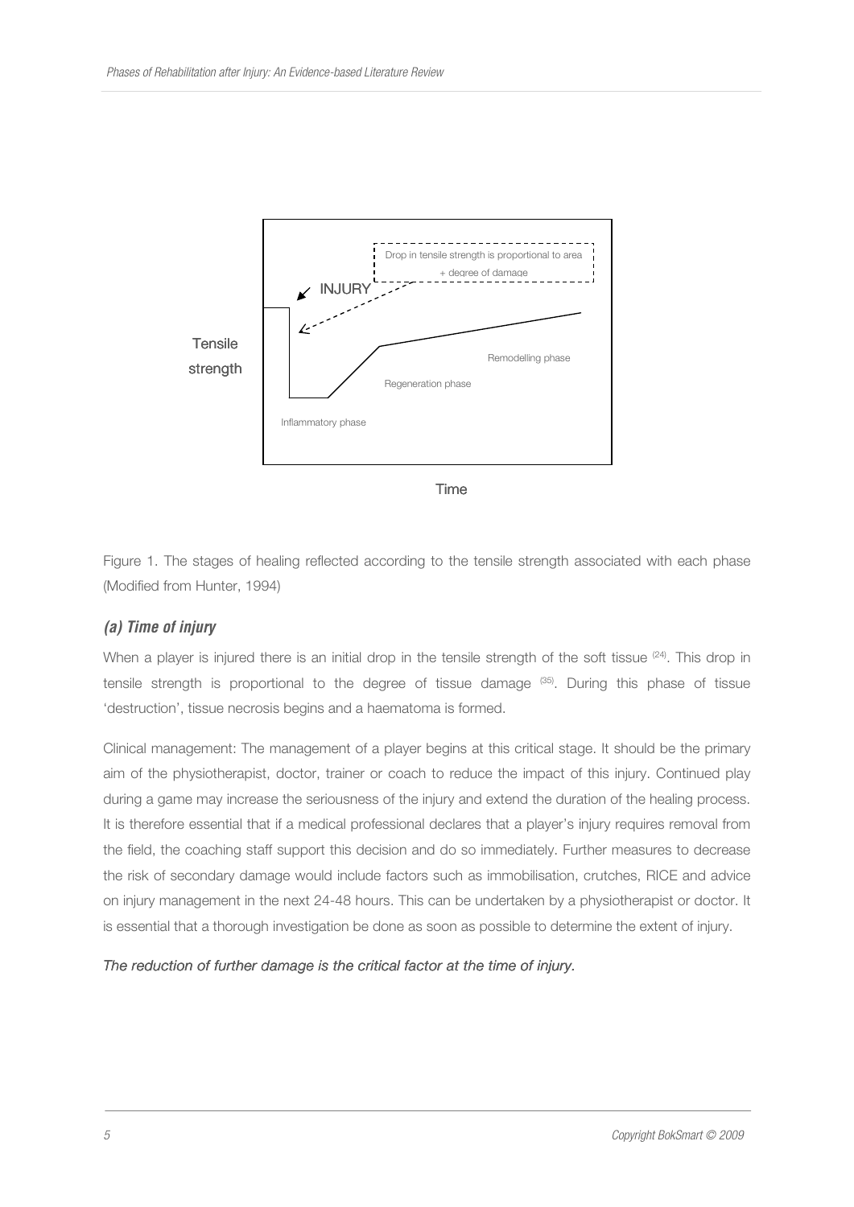Figure 1. The stages of healing reflected according to the tensile strength associated with each phase (Modified from Hunter, 1994)

### *(a) Time of injury*

When a player is injured there is an initial drop in the tensile strength of the soft tissue [24]. This drop in tensile strength is proportional to the degree of tissue damage [35]. During this phase of tissue 'destruction', tissue necrosis begins and a haematoma is formed.

Clinical management: The management of a player begins at this critical stage. It should be the primary aim of the physiotherapist, doctor, trainer or coach to reduce the impact of this injury. Continued play during a game may increase the seriousness of the injury and extend the duration of the healing process. It is therefore essential that if a medical professional declares that a player's injury requires removal from the field, the coaching staff support this decision and do so immediately. Further measures to decrease the risk of secondary damage would include factors such as immobilisation, crutches, RICE and advice on injury management in the next 24-48 hours. This can be undertaken by a physiotherapist or doctor. It is essential that a thorough investigation be done as soon as possible to determine the extent of injury.

*The reduction of further damage is the critical factor at the time of injury.*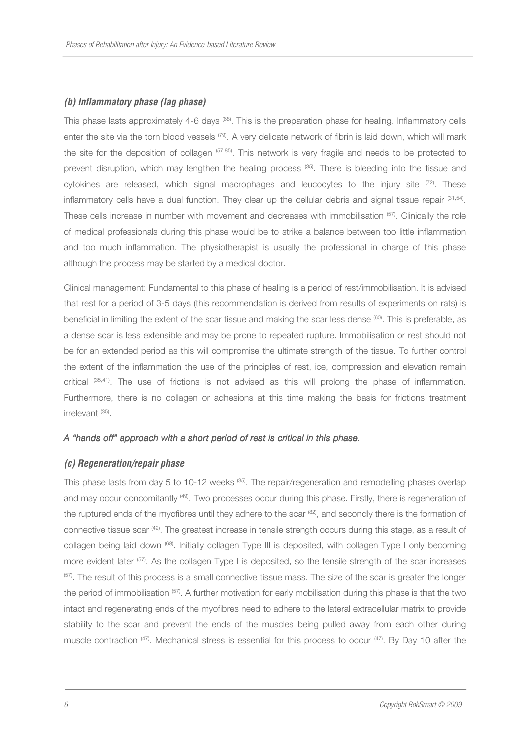### *(b) Inflammatory phase (lag phase)*

This phase lasts approximately 4-6 days [68]. This is the preparation phase for healing. Inflammatory cells enter the site via the torn blood vessels [79]. A very delicate network of fibrin is laid down, which will mark the site for the deposition of collagen [57,85]. This network is very fragile and needs to be protected to prevent disruption, which may lengthen the healing process [35]. There is bleeding into the tissue and cytokines are released, which signal macrophages and leucocytes to the injury site [72]. These inflammatory cells have a dual function. They clear up the cellular debris and signal tissue repair [31,54]. These cells increase in number with movement and decreases with immobilisation [57]. Clinically the role of medical professionals during this phase would be to strike a balance between too little inflammation and too much inflammation. The physiotherapist is usually the professional in charge of this phase although the process may be started by a medical doctor.

Clinical management: Fundamental to this phase of healing is a period of rest/immobilisation. It is advised that rest for a period of 3-5 days (this recommendation is derived from results of experiments on rats) is beneficial in limiting the extent of the scar tissue and making the scar less dense [60]. This is preferable, as a dense scar is less extensible and may be prone to repeated rupture. Immobilisation or rest should not be for an extended period as this will compromise the ultimate strength of the tissue. To further control the extent of the inflammation the use of the principles of rest, ice, compression and elevation remain critical [35,41]. The use of frictions is not advised as this will prolong the phase of inflammation. Furthermore, there is no collagen or adhesions at this time making the basis for frictions treatment irrelevant [35].

*A "hands off" approach with a short period of rest is critical in this phase.*

### *(c) Regeneration/repair phase*

This phase lasts from day 5 to 10-12 weeks [35]. The repair/regeneration and remodelling phases overlap and may occur concomitantly [49]. Two processes occur during this phase. Firstly, there is regeneration of the ruptured ends of the myofibres until they adhere to the scar [82], and secondly there is the formation of connective tissue scar [42]. The greatest increase in tensile strength occurs during this stage, as a result of collagen being laid down [68]. Initially collagen Type III is deposited, with collagen Type I only becoming more evident later [57]. As the collagen Type I is deposited, so the tensile strength of the scar increases [57]. The result of this process is a small connective tissue mass. The size of the scar is greater the longer the period of immobilisation [57]. A further motivation for early mobilisation during this phase is that the two intact and regenerating ends of the myofibres need to adhere to the lateral extracellular matrix to provide stability to the scar and prevent the ends of the muscles being pulled away from each other during muscle contraction [47]. Mechanical stress is essential for this process to occur [47]. By Day 10 after the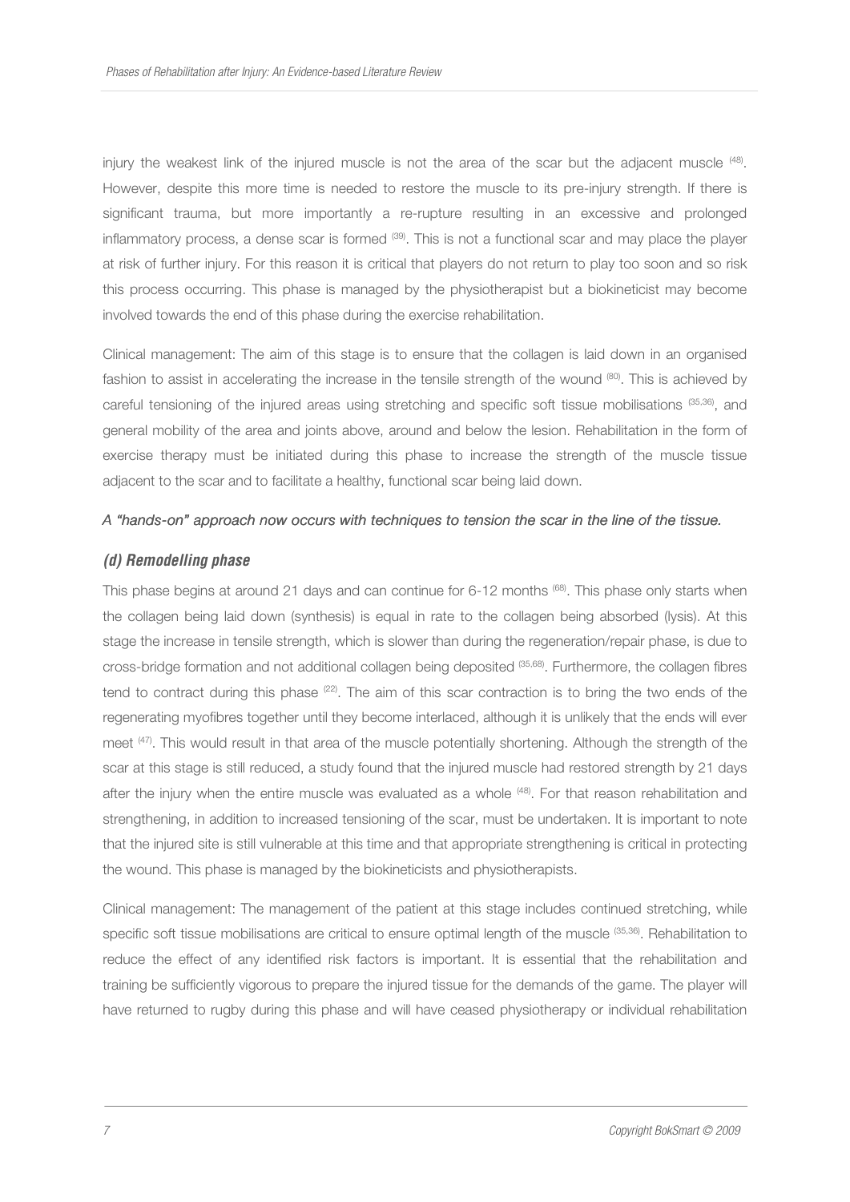injury the weakest link of the injured muscle is not the area of the scar but the adjacent muscle [48]. However, despite this more time is needed to restore the muscle to its pre-injury strength. If there is significant trauma, but more importantly a re-rupture resulting in an excessive and prolonged inflammatory process, a dense scar is formed [39]. This is not a functional scar and may place the player at risk of further injury. For this reason it is critical that players do not return to play too soon and so risk this process occurring. This phase is managed by the physiotherapist but a biokineticist may become involved towards the end of this phase during the exercise rehabilitation.

Clinical management: The aim of this stage is to ensure that the collagen is laid down in an organised fashion to assist in accelerating the increase in the tensile strength of the wound [80]. This is achieved by careful tensioning of the injured areas using stretching and specific soft tissue mobilisations [35,36], and general mobility of the area and joints above, around and below the lesion. Rehabilitation in the form of exercise therapy must be initiated during this phase to increase the strength of the muscle tissue adjacent to the scar and to facilitate a healthy, functional scar being laid down.

*A "hands-on" approach now occurs with techniques to tension the scar in the line of the tissue.*

### *(d) Remodelling phase*

This phase begins at around 21 days and can continue for 6-12 months [68]. This phase only starts when the collagen being laid down (synthesis) is equal in rate to the collagen being absorbed (lysis). At this stage the increase in tensile strength, which is slower than during the regeneration/repair phase, is due to cross-bridge formation and not additional collagen being deposited [35,68]. Furthermore, the collagen fibres tend to contract during this phase [22]. The aim of this scar contraction is to bring the two ends of the regenerating myofibres together until they become interlaced, although it is unlikely that the ends will ever meet [47]. This would result in that area of the muscle potentially shortening. Although the strength of the scar at this stage is still reduced, a study found that the injured muscle had restored strength by 21 days after the injury when the entire muscle was evaluated as a whole [48]. For that reason rehabilitation and strengthening, in addition to increased tensioning of the scar, must be undertaken. It is important to note that the injured site is still vulnerable at this time and that appropriate strengthening is critical in protecting the wound. This phase is managed by the biokineticists and physiotherapists.

Clinical management: The management of the patient at this stage includes continued stretching, while specific soft tissue mobilisations are critical to ensure optimal length of the muscle [35,36]. Rehabilitation to reduce the effect of any identified risk factors is important. It is essential that the rehabilitation and training be sufficiently vigorous to prepare the injured tissue for the demands of the game. The player will have returned to rugby during this phase and will have ceased physiotherapy or individual rehabilitation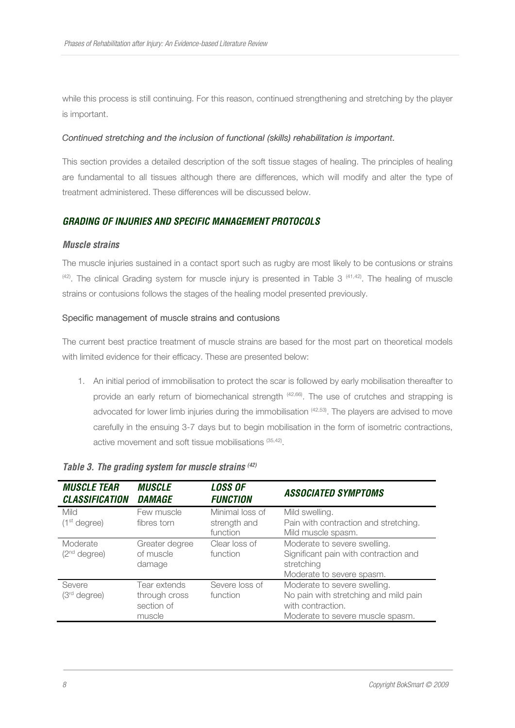while this process is still continuing. For this reason, continued strengthening and stretching by the player is important.

*Continued stretching and the inclusion of functional (skills) rehabilitation is important.*

This section provides a detailed description of the soft tissue stages of healing. The principles of healing are fundamental to all tissues although there are differences, which will modify and alter the type of treatment administered. These differences will be discussed below.

## GRADING OF INJURIES AND SPECIFIC MANAGEMENT PROTOCOLS

### Muscle strains

The muscle injuries sustained in a contact sport such as rugby are most likely to be contusions or strains [42]. The clinical Grading system for muscle injury is presented in Table 3 [41,42]. The healing of muscle strains or contusions follows the stages of the healing model presented previously.

#### Specific management of muscle strains and contusions

The current best practice treatment of muscle strains are based for the most part on theoretical models with limited evidence for their efficacy. These are presented below:

1. An initial period of immobilisation to protect the scar is followed by early mobilisation thereafter to provide an early return of biomechanical strength [42,66]. The use of crutches and strapping is advocated for lower limb injuries during the immobilisation [42,53]. The players are advised to move carefully in the ensuing 3-7 days but to begin mobilisation in the form of isometric contractions, active movement and soft tissue mobilisations [35,42].

***Table 3. The grading system for muscle strains [42]***

| MUSCLE TEAR CLASSIFICATION | MUSCLE DAMAGE | LOSS OF FUNCTION | ASSOCIATED SYMPTOMS |
|---|---|---|---|
| Mild (1st degree) | Few muscle fibres torn | Minimal loss of strength and function | Mild swelling. Pain with contraction and stretching. Mild muscle spasm. |
| Moderate (2nd degree) | Greater degree of muscle damage | Clear loss of function | Moderate to severe swelling. Significant pain with contraction and stretching Moderate to severe spasm. |
| Severe (3rd degree) | Tear extends through cross section of muscle | Severe loss of function | Moderate to severe swelling. No pain with stretching and mild pain with contraction. Moderate to severe muscle spasm. |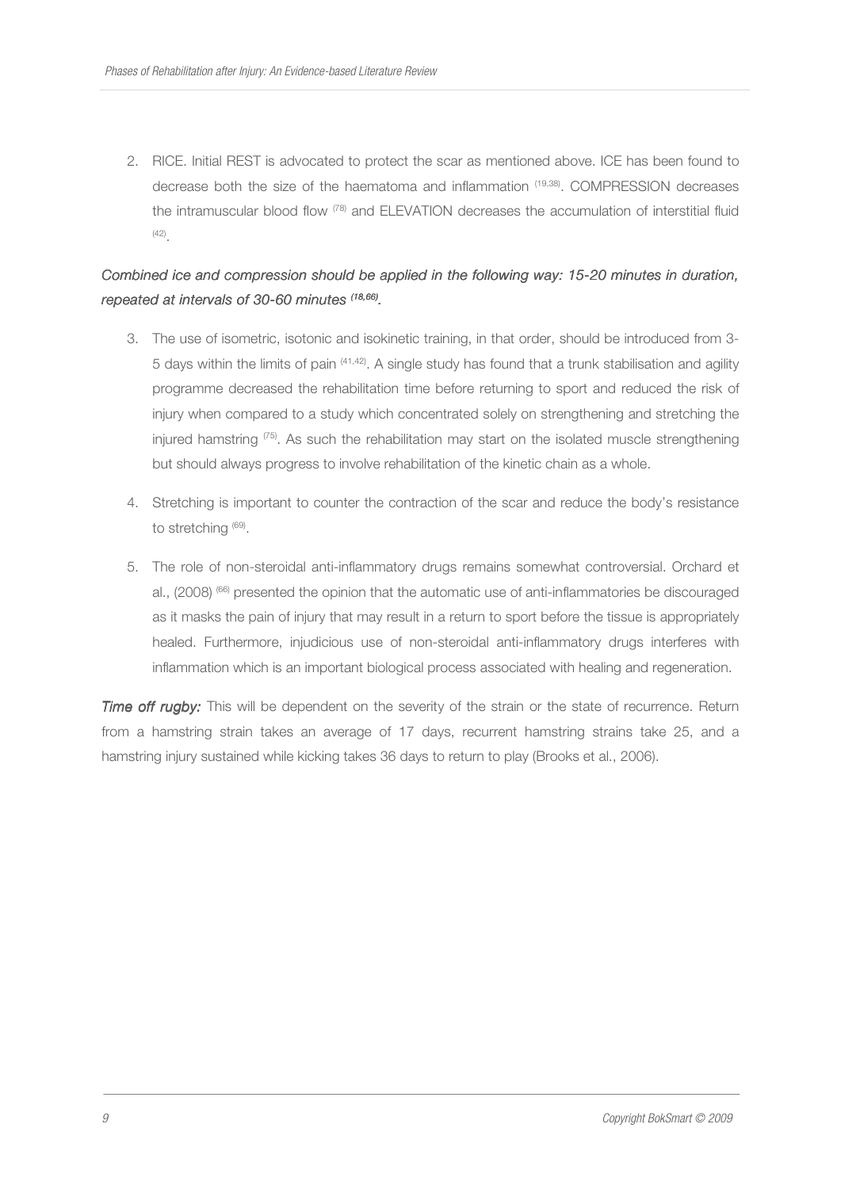2. RICE. Initial REST is advocated to protect the scar as mentioned above. ICE has been found to decrease both the size of the haematoma and inflammation [19,38]. COMPRESSION decreases the intramuscular blood flow [78] and ELEVATION decreases the accumulation of interstitial fluid [42].

*Combined ice and compression should be applied in the following way: 15-20 minutes in duration, repeated at intervals of 30-60 minutes [18,66].*

3. The use of isometric, isotonic and isokinetic training, in that order, should be introduced from 3-5 days within the limits of pain [41,42]. A single study has found that a trunk stabilisation and agility programme decreased the rehabilitation time before returning to sport and reduced the risk of injury when compared to a study which concentrated solely on strengthening and stretching the injured hamstring [75]. As such the rehabilitation may start on the isolated muscle strengthening but should always progress to involve rehabilitation of the kinetic chain as a whole.

4. Stretching is important to counter the contraction of the scar and reduce the body's resistance to stretching [69].

5. The role of non-steroidal anti-inflammatory drugs remains somewhat controversial. Orchard et al., (2008) [66] presented the opinion that the automatic use of anti-inflammatories be discouraged as it masks the pain of injury that may result in a return to sport before the tissue is appropriately healed. Furthermore, injudicious use of non-steroidal anti-inflammatory drugs interferes with inflammation which is an important biological process associated with healing and regeneration.

***Time off rugby:*** This will be dependent on the severity of the strain or the state of recurrence. Return from a hamstring strain takes an average of 17 days, recurrent hamstring strains take 25, and a hamstring injury sustained while kicking takes 36 days to return to play (Brooks et al., 2006).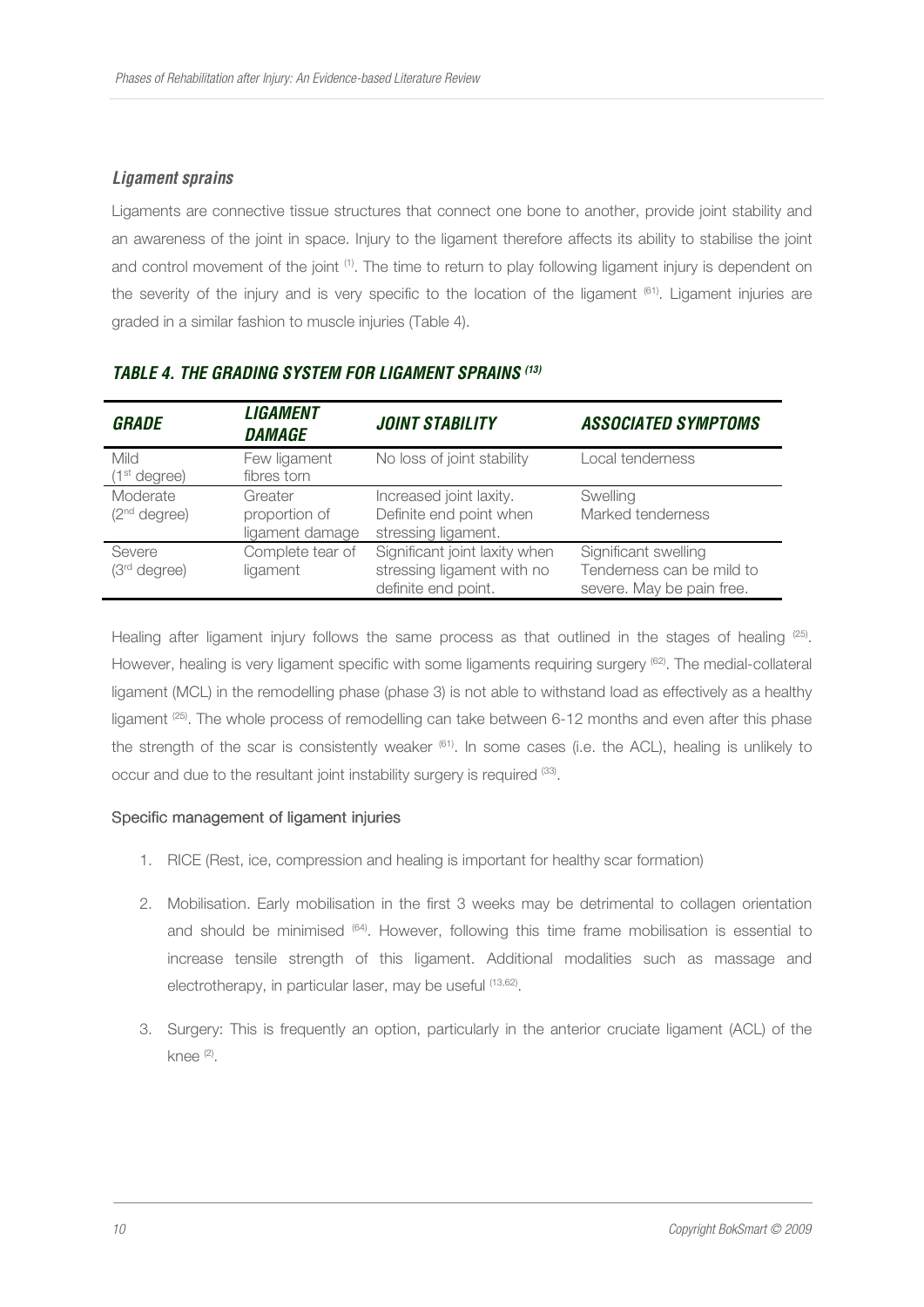### *Ligament sprains*

Ligaments are connective tissue structures that connect one bone to another, provide joint stability and an awareness of the joint in space. Injury to the ligament therefore affects its ability to stabilise the joint and control movement of the joint [1]. The time to return to play following ligament injury is dependent on the severity of the injury and is very specific to the location of the ligament [61]. Ligament injuries are graded in a similar fashion to muscle injuries (Table 4).

### *TABLE 4. THE GRADING SYSTEM FOR LIGAMENT SPRAINS [13]*

| GRADE | LIGAMENT DAMAGE | JOINT STABILITY | ASSOCIATED SYMPTOMS |
|---|---|---|---|
| Mild (1st degree) | Few ligament fibres torn | No loss of joint stability | Local tenderness |
| Moderate (2nd degree) | Greater proportion of ligament damage | Increased joint laxity. Definite end point when stressing ligament. | Swelling Marked tenderness |
| Severe (3rd degree) | Complete tear of ligament | Significant joint laxity when stressing ligament with no definite end point. | Significant swelling Tenderness can be mild to severe. May be pain free. |

Healing after ligament injury follows the same process as that outlined in the stages of healing [25]. However, healing is very ligament specific with some ligaments requiring surgery [62]. The medial-collateral ligament (MCL) in the remodelling phase (phase 3) is not able to withstand load as effectively as a healthy ligament [25]. The whole process of remodelling can take between 6-12 months and even after this phase the strength of the scar is consistently weaker [61]. In some cases (i.e. the ACL), healing is unlikely to occur and due to the resultant joint instability surgery is required [33].

#### Specific management of ligament injuries

1. RICE (Rest, ice, compression and healing is important for healthy scar formation)
2. Mobilisation. Early mobilisation in the first 3 weeks may be detrimental to collagen orientation and should be minimised [64]. However, following this time frame mobilisation is essential to increase tensile strength of this ligament. Additional modalities such as massage and electrotherapy, in particular laser, may be useful [13,62].
3. Surgery: This is frequently an option, particularly in the anterior cruciate ligament (ACL) of the knee [2].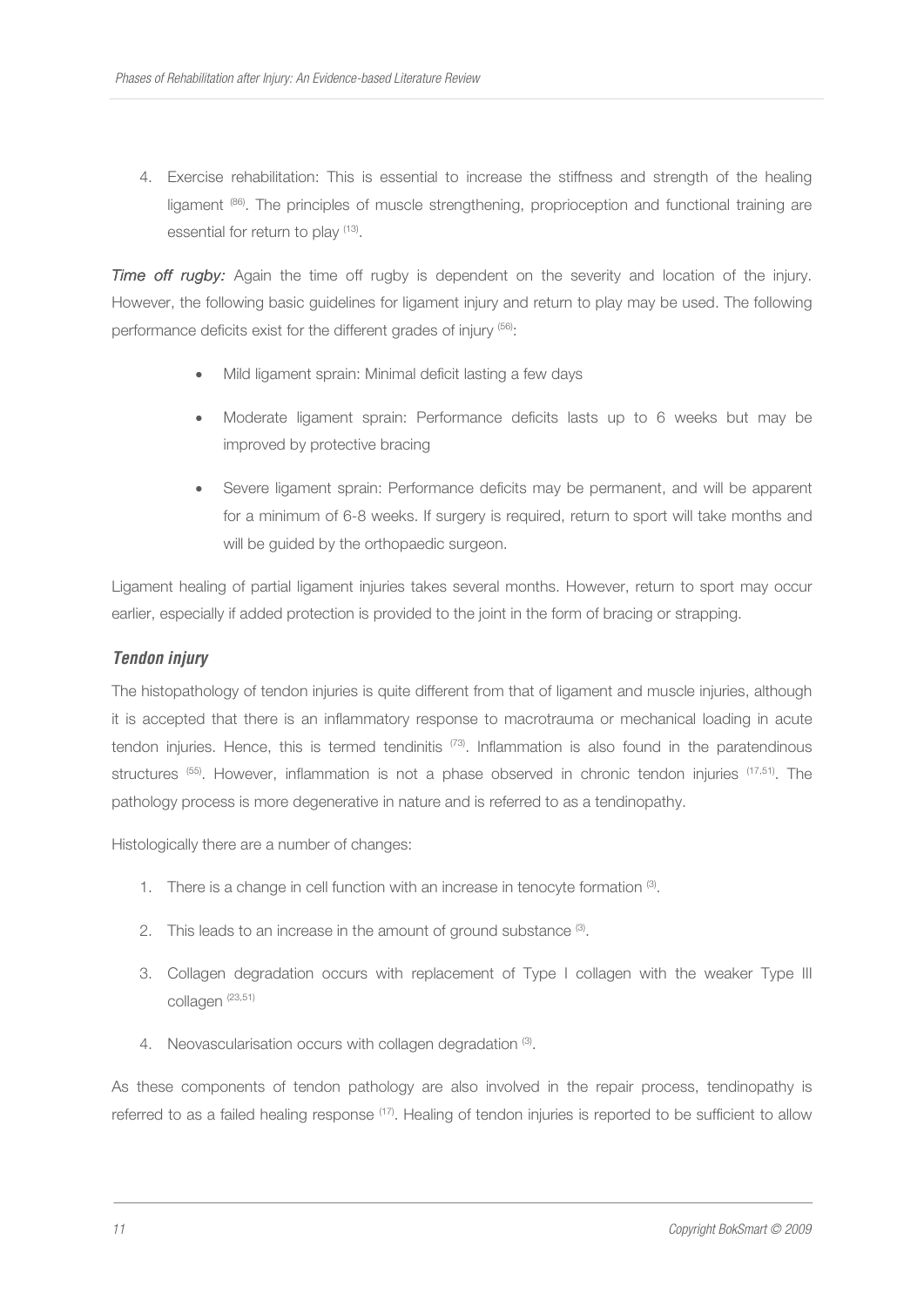4. Exercise rehabilitation: This is essential to increase the stiffness and strength of the healing ligament [86]. The principles of muscle strengthening, proprioception and functional training are essential for return to play [13].

***Time off rugby:*** Again the time off rugby is dependent on the severity and location of the injury. However, the following basic guidelines for ligament injury and return to play may be used. The following performance deficits exist for the different grades of injury [56]:

- Mild ligament sprain: Minimal deficit lasting a few days
- Moderate ligament sprain: Performance deficits lasts up to 6 weeks but may be improved by protective bracing
- Severe ligament sprain: Performance deficits may be permanent, and will be apparent for a minimum of 6-8 weeks. If surgery is required, return to sport will take months and will be guided by the orthopaedic surgeon.

Ligament healing of partial ligament injuries takes several months. However, return to sport may occur earlier, especially if added protection is provided to the joint in the form of bracing or strapping.

### *Tendon injury*

The histopathology of tendon injuries is quite different from that of ligament and muscle injuries, although it is accepted that there is an inflammatory response to macrotrauma or mechanical loading in acute tendon injuries. Hence, this is termed tendinitis [73]. Inflammation is also found in the paratendinous structures [55]. However, inflammation is not a phase observed in chronic tendon injuries [17,51]. The pathology process is more degenerative in nature and is referred to as a tendinopathy.

Histologically there are a number of changes:

1. There is a change in cell function with an increase in tenocyte formation [3].
2. This leads to an increase in the amount of ground substance [3].
3. Collagen degradation occurs with replacement of Type I collagen with the weaker Type III collagen [23,51]
4. Neovascularisation occurs with collagen degradation [3].

As these components of tendon pathology are also involved in the repair process, tendinopathy is referred to as a failed healing response [17]. Healing of tendon injuries is reported to be sufficient to allow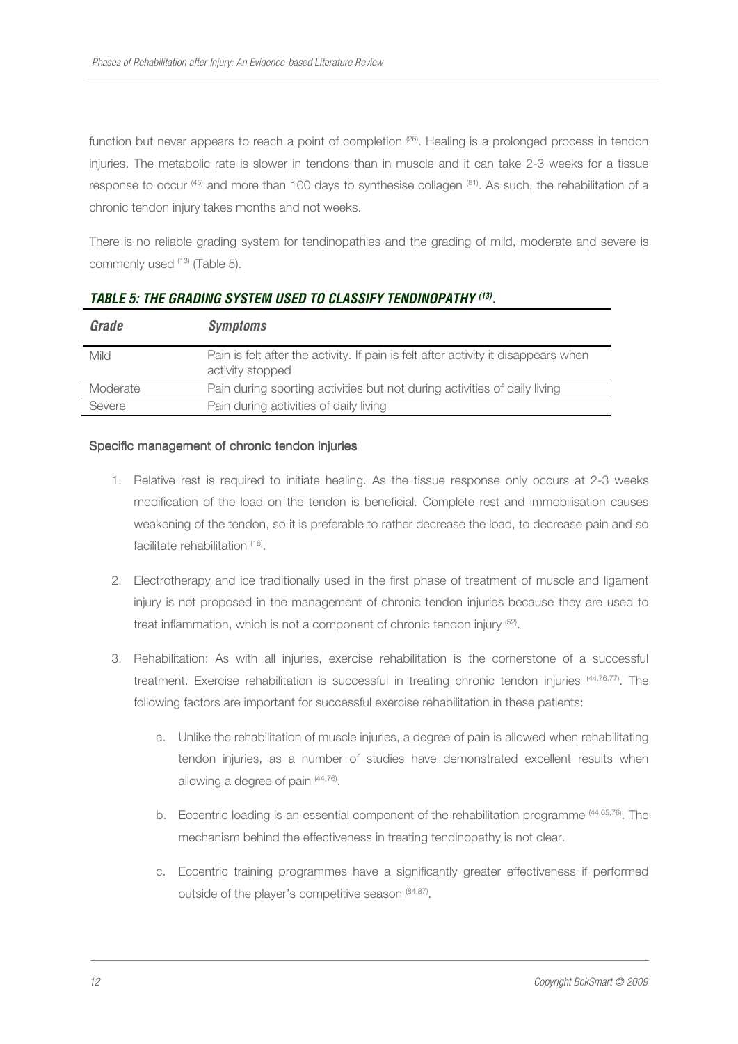function but never appears to reach a point of completion [26]. Healing is a prolonged process in tendon injuries. The metabolic rate is slower in tendons than in muscle and it can take 2-3 weeks for a tissue response to occur [45] and more than 100 days to synthesise collagen [81]. As such, the rehabilitation of a chronic tendon injury takes months and not weeks.

There is no reliable grading system for tendinopathies and the grading of mild, moderate and severe is commonly used [13] (Table 5).

***TABLE 5: THE GRADING SYSTEM USED TO CLASSIFY TENDINOPATHY [13].***

| *Grade* | *Symptoms* |
|---|---|
| Mild | Pain is felt after the activity. If pain is felt after activity it disappears when activity stopped |
| Moderate | Pain during sporting activities but not during activities of daily living |
| Severe | Pain during activities of daily living |

#### Specific management of chronic tendon injuries

1. Relative rest is required to initiate healing. As the tissue response only occurs at 2-3 weeks modification of the load on the tendon is beneficial. Complete rest and immobilisation causes weakening of the tendon, so it is preferable to rather decrease the load, to decrease pain and so facilitate rehabilitation [16].

2. Electrotherapy and ice traditionally used in the first phase of treatment of muscle and ligament injury is not proposed in the management of chronic tendon injuries because they are used to treat inflammation, which is not a component of chronic tendon injury [52].

3. Rehabilitation: As with all injuries, exercise rehabilitation is the cornerstone of a successful treatment. Exercise rehabilitation is successful in treating chronic tendon injuries [44,76,77]. The following factors are important for successful exercise rehabilitation in these patients:

    a. Unlike the rehabilitation of muscle injuries, a degree of pain is allowed when rehabilitating tendon injuries, as a number of studies have demonstrated excellent results when allowing a degree of pain [44,76].

    b. Eccentric loading is an essential component of the rehabilitation programme [44,65,76]. The mechanism behind the effectiveness in treating tendinopathy is not clear.

    c. Eccentric training programmes have a significantly greater effectiveness if performed outside of the player's competitive season [84,87].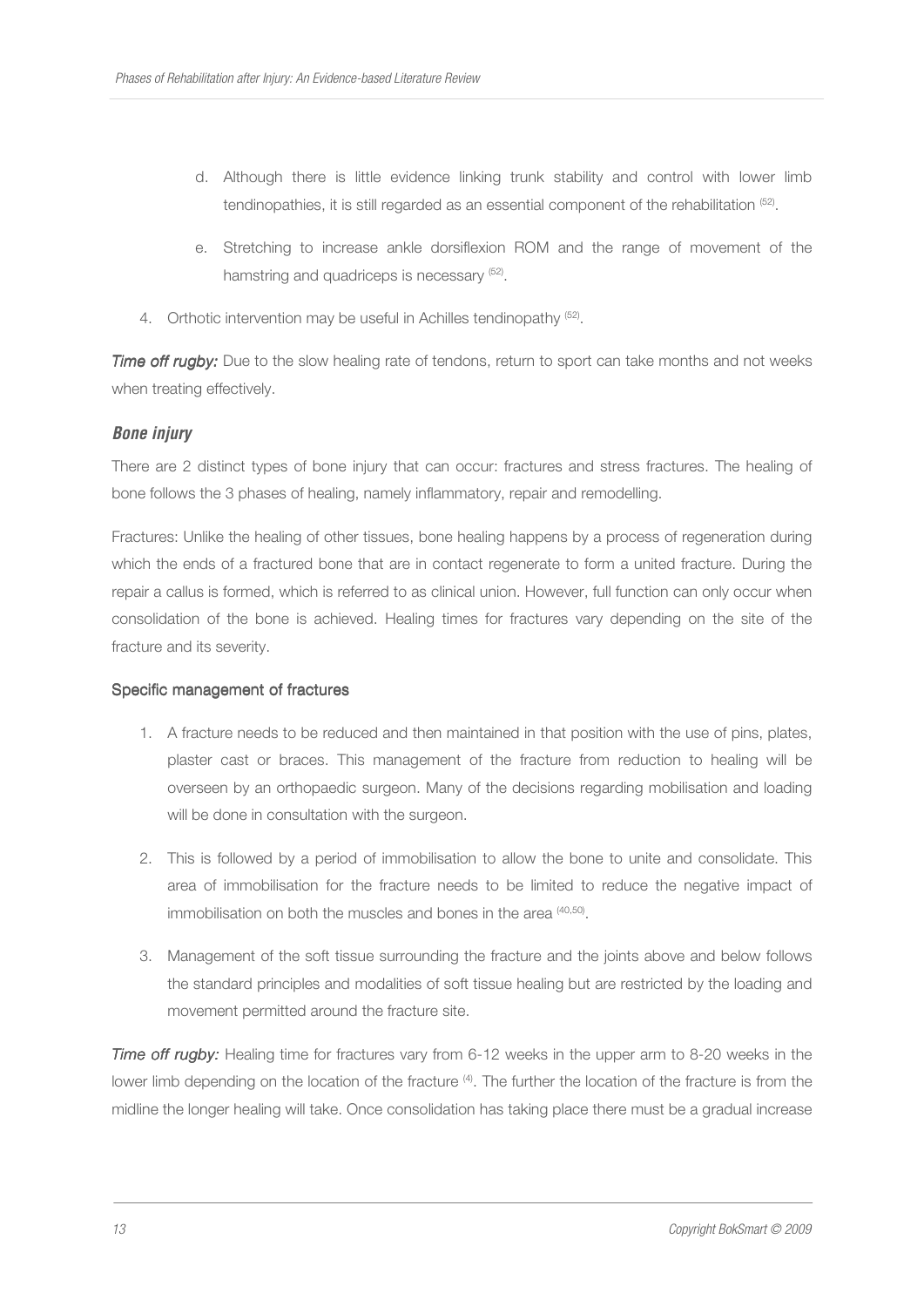d. Although there is little evidence linking trunk stability and control with lower limb tendinopathies, it is still regarded as an essential component of the rehabilitation [52].

   e. Stretching to increase ankle dorsiflexion ROM and the range of movement of the hamstring and quadriceps is necessary [52].

4. Orthotic intervention may be useful in Achilles tendinopathy [52].

***Time off rugby:*** Due to the slow healing rate of tendons, return to sport can take months and not weeks when treating effectively.

### *Bone injury*

There are 2 distinct types of bone injury that can occur: fractures and stress fractures. The healing of bone follows the 3 phases of healing, namely inflammatory, repair and remodelling.

Fractures: Unlike the healing of other tissues, bone healing happens by a process of regeneration during which the ends of a fractured bone that are in contact regenerate to form a united fracture. During the repair a callus is formed, which is referred to as clinical union. However, full function can only occur when consolidation of the bone is achieved. Healing times for fractures vary depending on the site of the fracture and its severity.

#### Specific management of fractures

1. A fracture needs to be reduced and then maintained in that position with the use of pins, plates, plaster cast or braces. This management of the fracture from reduction to healing will be overseen by an orthopaedic surgeon. Many of the decisions regarding mobilisation and loading will be done in consultation with the surgeon.

2. This is followed by a period of immobilisation to allow the bone to unite and consolidate. This area of immobilisation for the fracture needs to be limited to reduce the negative impact of immobilisation on both the muscles and bones in the area [40,50].

3. Management of the soft tissue surrounding the fracture and the joints above and below follows the standard principles and modalities of soft tissue healing but are restricted by the loading and movement permitted around the fracture site.

***Time off rugby:*** Healing time for fractures vary from 6-12 weeks in the upper arm to 8-20 weeks in the lower limb depending on the location of the fracture [4]. The further the location of the fracture is from the midline the longer healing will take. Once consolidation has taking place there must be a gradual increase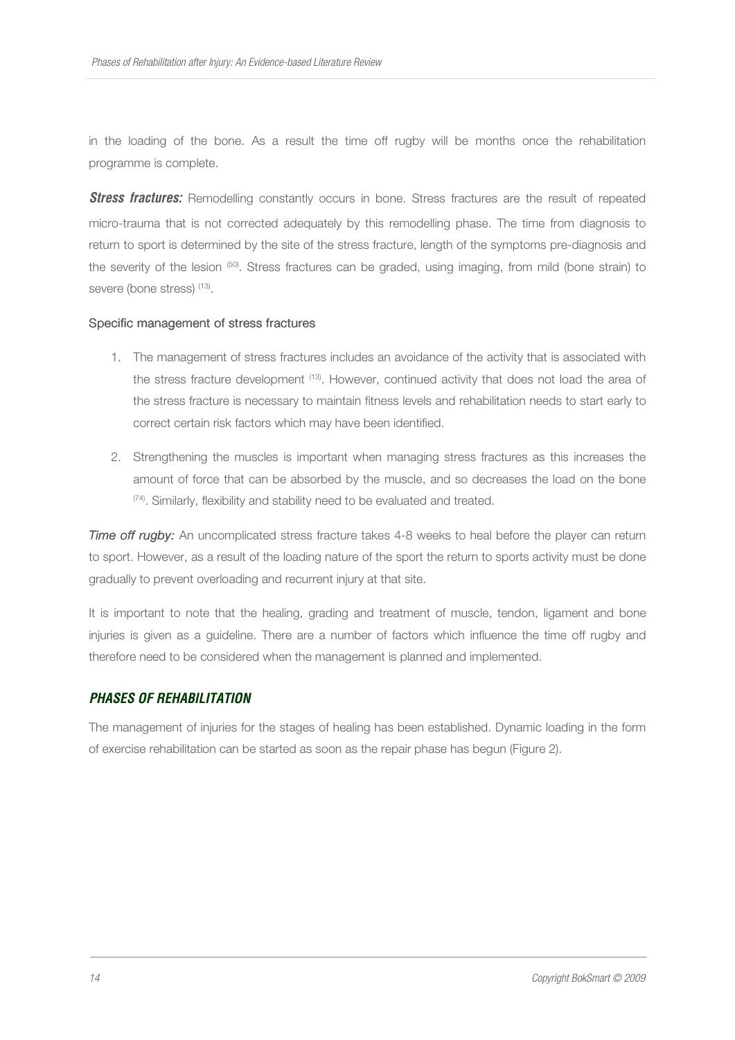in the loading of the bone. As a result the time off rugby will be months once the rehabilitation programme is complete.

***Stress fractures:*** Remodelling constantly occurs in bone. Stress fractures are the result of repeated micro-trauma that is not corrected adequately by this remodelling phase. The time from diagnosis to return to sport is determined by the site of the stress fracture, length of the symptoms pre-diagnosis and the severity of the lesion [50]. Stress fractures can be graded, using imaging, from mild (bone strain) to severe (bone stress) [13].

Specific management of stress fractures

1. The management of stress fractures includes an avoidance of the activity that is associated with the stress fracture development [13]. However, continued activity that does not load the area of the stress fracture is necessary to maintain fitness levels and rehabilitation needs to start early to correct certain risk factors which may have been identified.
2. Strengthening the muscles is important when managing stress fractures as this increases the amount of force that can be absorbed by the muscle, and so decreases the load on the bone [74]. Similarly, flexibility and stability need to be evaluated and treated.

*Time off rugby:* An uncomplicated stress fracture takes 4-8 weeks to heal before the player can return to sport. However, as a result of the loading nature of the sport the return to sports activity must be done gradually to prevent overloading and recurrent injury at that site.

It is important to note that the healing, grading and treatment of muscle, tendon, ligament and bone injuries is given as a guideline. There are a number of factors which influence the time off rugby and therefore need to be considered when the management is planned and implemented.

## ***PHASES OF REHABILITATION***

The management of injuries for the stages of healing has been established. Dynamic loading in the form of exercise rehabilitation can be started as soon as the repair phase has begun (Figure 2).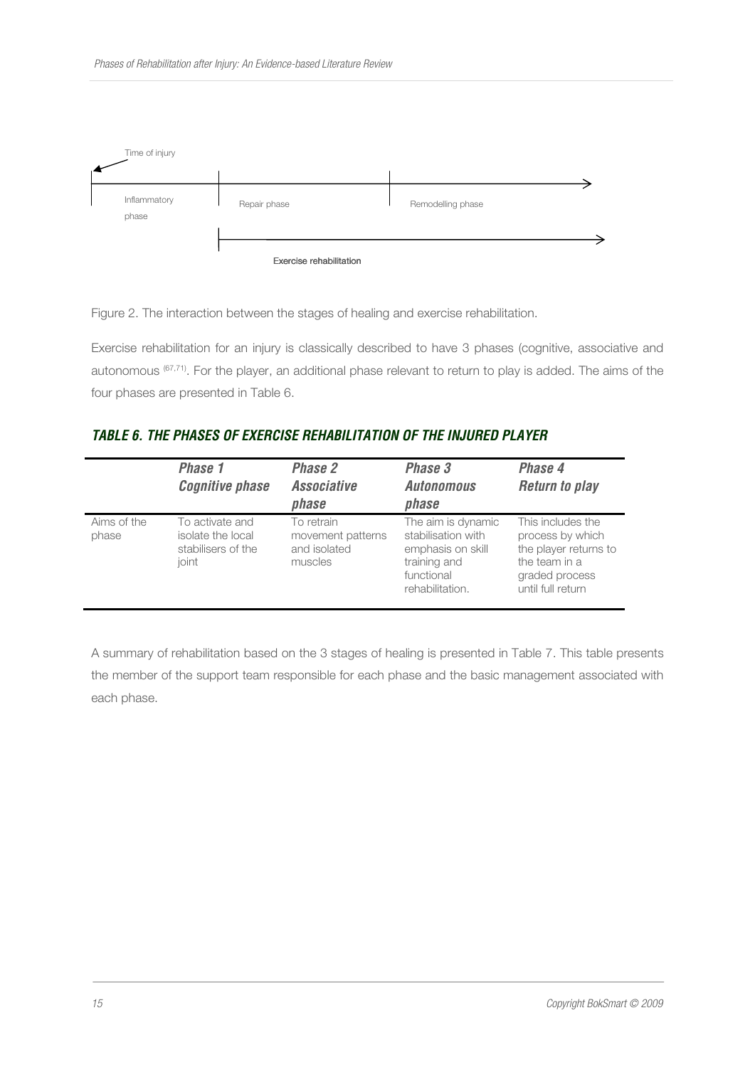Time of injury

Inflammatory phase | Repair phase | Remodelling phase

Exercise rehabilitation

Figure 2. The interaction between the stages of healing and exercise rehabilitation.

Exercise rehabilitation for an injury is classically described to have 3 phases (cognitive, associative and autonomous [67,71]). For the player, an additional phase relevant to return to play is added. The aims of the four phases are presented in Table 6.

## TABLE 6. THE PHASES OF EXERCISE REHABILITATION OF THE INJURED PLAYER

| | *Phase 1 Cognitive phase* | *Phase 2 Associative phase* | *Phase 3 Autonomous phase* | *Phase 4 Return to play* |
|---|---|---|---|---|
| Aims of the phase | To activate and isolate the local stabilisers of the joint | To retrain movement patterns and isolated muscles | The aim is dynamic stabilisation with emphasis on skill training and functional rehabilitation. | This includes the process by which the player returns to the team in a graded process until full return |

A summary of rehabilitation based on the 3 stages of healing is presented in Table 7. This table presents the member of the support team responsible for each phase and the basic management associated with each phase.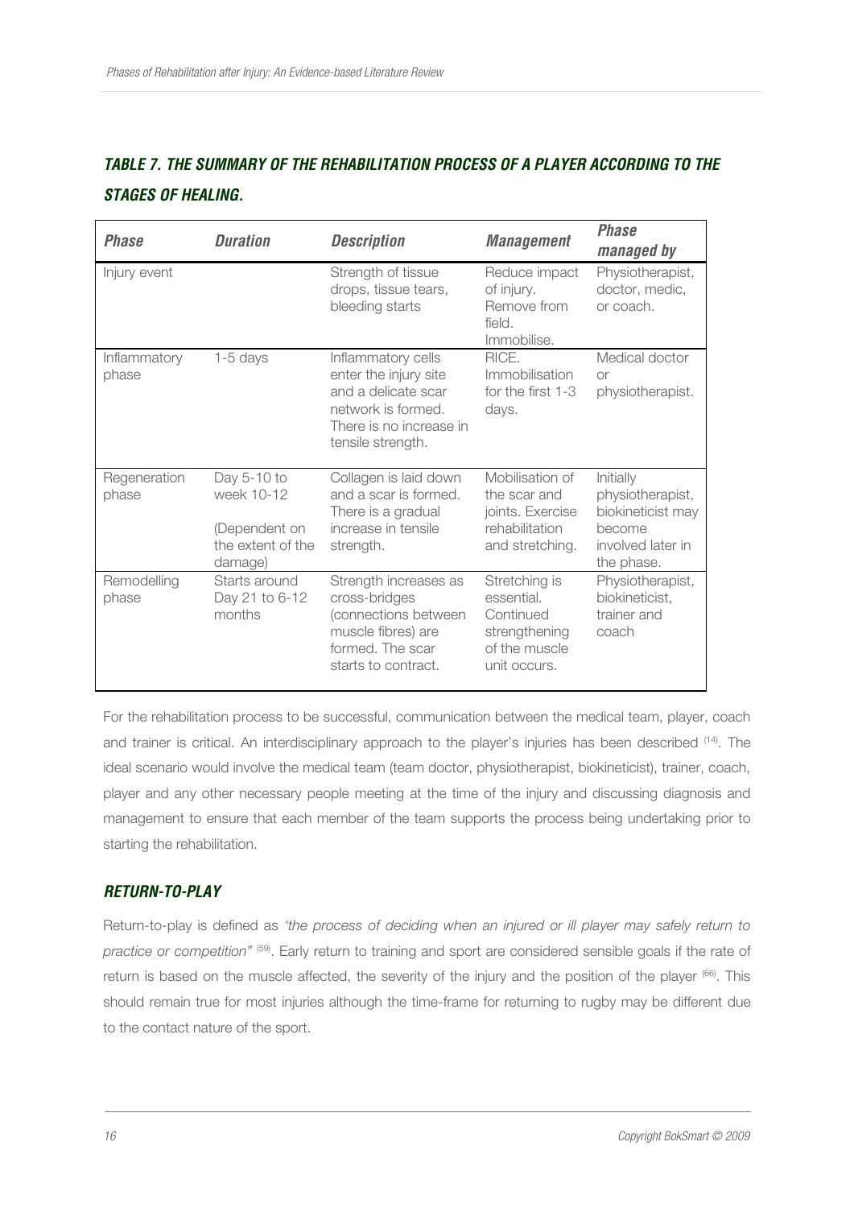### *TABLE 7. THE SUMMARY OF THE REHABILITATION PROCESS OF A PLAYER ACCORDING TO THE STAGES OF HEALING.*

| *Phase* | *Duration* | *Description* | *Management* | *Phase managed by* |
|---|---|---|---|---|
| Injury event | | Strength of tissue drops, tissue tears, bleeding starts | Reduce impact of injury. Remove from field. Immobilise. | Physiotherapist, doctor, medic, or coach. |
| Inflammatory phase | 1-5 days | Inflammatory cells enter the injury site and a delicate scar network is formed. There is no increase in tensile strength. | RICE. Immobilisation for the first 1-3 days. | Medical doctor or physiotherapist. |
| Regeneration phase | Day 5-10 to week 10-12 (Dependent on the extent of the damage) | Collagen is laid down and a scar is formed. There is a gradual increase in tensile strength. | Mobilisation of the scar and joints. Exercise rehabilitation and stretching. | Initially physiotherapist, biokineticist may become involved later in the phase. |
| Remodelling phase | Starts around Day 21 to 6-12 months | Strength increases as cross-bridges (connections between muscle fibres) are formed. The scar starts to contract. | Stretching is essential. Continued strengthening of the muscle unit occurs. | Physiotherapist, biokineticist, trainer and coach |

For the rehabilitation process to be successful, communication between the medical team, player, coach and trainer is critical. An interdisciplinary approach to the player's injuries has been described [14]. The ideal scenario would involve the medical team (team doctor, physiotherapist, biokineticist), trainer, coach, player and any other necessary people meeting at the time of the injury and discussing diagnosis and management to ensure that each member of the team supports the process being undertaking prior to starting the rehabilitation.

## *RETURN-TO-PLAY*

Return-to-play is defined as *'the process of deciding when an injured or ill player may safely return to practice or competition"* [59]. Early return to training and sport are considered sensible goals if the rate of return is based on the muscle affected, the severity of the injury and the position of the player [66]. This should remain true for most injuries although the time-frame for returning to rugby may be different due to the contact nature of the sport.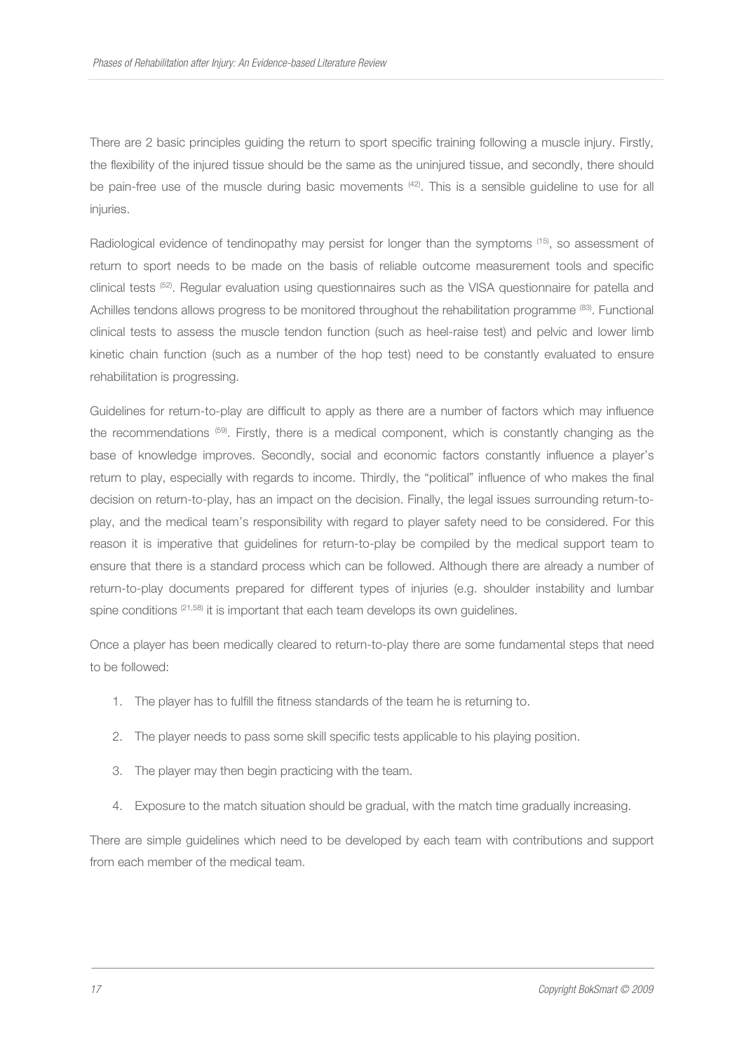There are 2 basic principles guiding the return to sport specific training following a muscle injury. Firstly, the flexibility of the injured tissue should be the same as the uninjured tissue, and secondly, there should be pain-free use of the muscle during basic movements [42]. This is a sensible guideline to use for all injuries.

Radiological evidence of tendinopathy may persist for longer than the symptoms [15], so assessment of return to sport needs to be made on the basis of reliable outcome measurement tools and specific clinical tests [52]. Regular evaluation using questionnaires such as the VISA questionnaire for patella and Achilles tendons allows progress to be monitored throughout the rehabilitation programme [83]. Functional clinical tests to assess the muscle tendon function (such as heel-raise test) and pelvic and lower limb kinetic chain function (such as a number of the hop test) need to be constantly evaluated to ensure rehabilitation is progressing.

Guidelines for return-to-play are difficult to apply as there are a number of factors which may influence the recommendations [59]. Firstly, there is a medical component, which is constantly changing as the base of knowledge improves. Secondly, social and economic factors constantly influence a player's return to play, especially with regards to income. Thirdly, the "political" influence of who makes the final decision on return-to-play, has an impact on the decision. Finally, the legal issues surrounding return-to-play, and the medical team's responsibility with regard to player safety need to be considered. For this reason it is imperative that guidelines for return-to-play be compiled by the medical support team to ensure that there is a standard process which can be followed. Although there are already a number of return-to-play documents prepared for different types of injuries (e.g. shoulder instability and lumbar spine conditions [21,58] it is important that each team develops its own guidelines.

Once a player has been medically cleared to return-to-play there are some fundamental steps that need to be followed:

1. The player has to fulfill the fitness standards of the team he is returning to.
2. The player needs to pass some skill specific tests applicable to his playing position.
3. The player may then begin practicing with the team.
4. Exposure to the match situation should be gradual, with the match time gradually increasing.

There are simple guidelines which need to be developed by each team with contributions and support from each member of the medical team.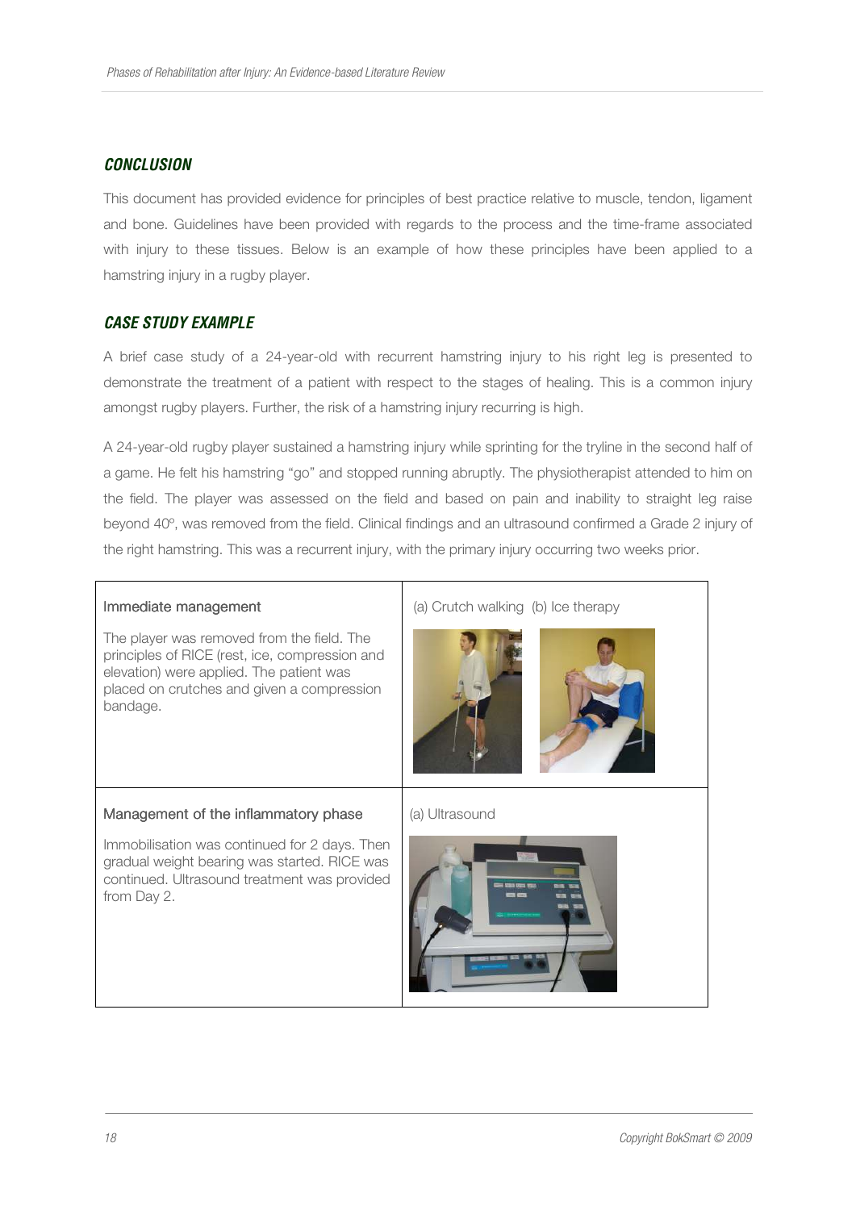## CONCLUSION

This document has provided evidence for principles of best practice relative to muscle, tendon, ligament and bone. Guidelines have been provided with regards to the process and the time-frame associated with injury to these tissues. Below is an example of how these principles have been applied to a hamstring injury in a rugby player.

## CASE STUDY EXAMPLE

A brief case study of a 24-year-old with recurrent hamstring injury to his right leg is presented to demonstrate the treatment of a patient with respect to the stages of healing. This is a common injury amongst rugby players. Further, the risk of a hamstring injury recurring is high.

A 24-year-old rugby player sustained a hamstring injury while sprinting for the tryline in the second half of a game. He felt his hamstring "go" and stopped running abruptly. The physiotherapist attended to him on the field. The player was assessed on the field and based on pain and inability to straight leg raise beyond 40º, was removed from the field. Clinical findings and an ultrasound confirmed a Grade 2 injury of the right hamstring. This was a recurrent injury, with the primary injury occurring two weeks prior.

| | |
|---|---|
| **Immediate management**<br><br>The player was removed from the field. The principles of RICE (rest, ice, compression and elevation) were applied. The patient was placed on crutches and given a compression bandage. | (a) Crutch walking (b) Ice therapy |
| **Management of the inflammatory phase**<br><br>Immobilisation was continued for 2 days. Then gradual weight bearing was started. RICE was continued. Ultrasound treatment was provided from Day 2. | (a) Ultrasound |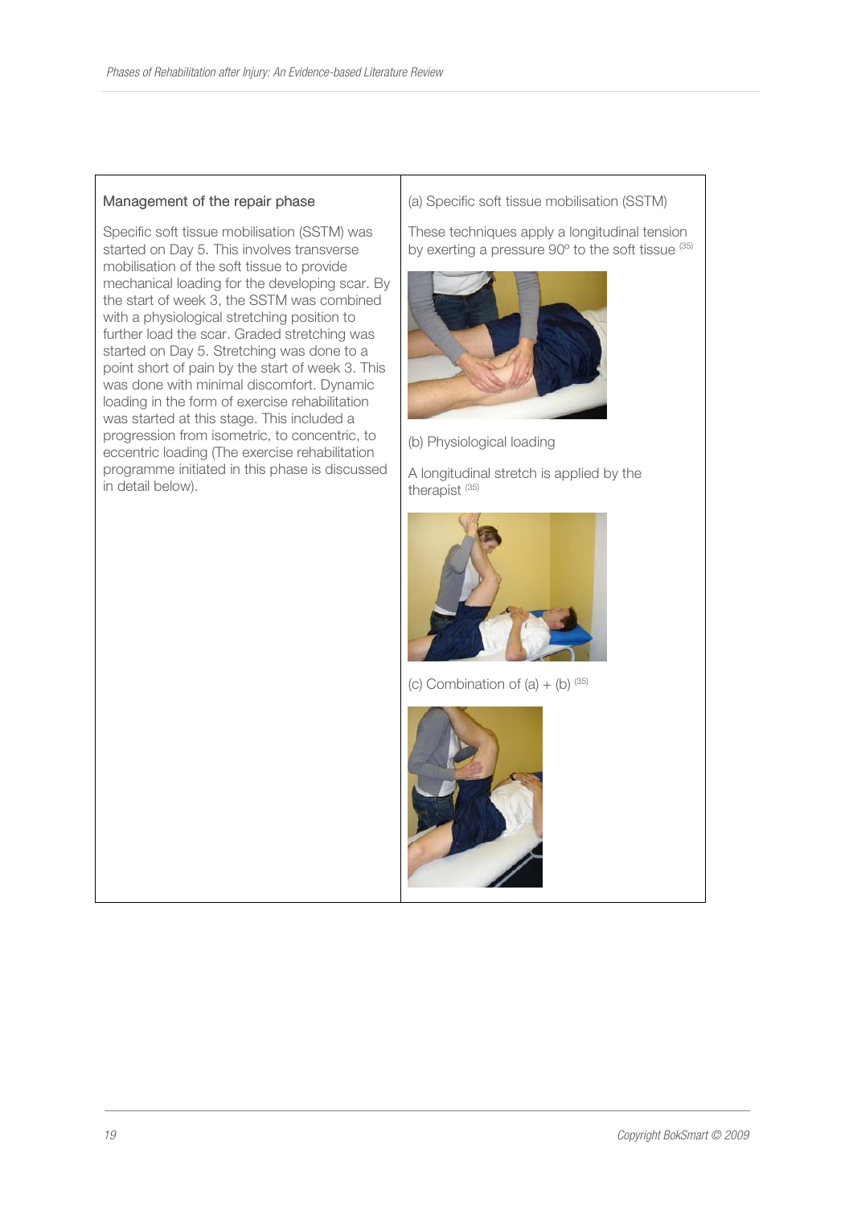### Management of the repair phase

Specific soft tissue mobilisation (SSTM) was started on Day 5. This involves transverse mobilisation of the soft tissue to provide mechanical loading for the developing scar. By the start of week 3, the SSTM was combined with a physiological stretching position to further load the scar. Graded stretching was started on Day 5. Stretching was done to a point short of pain by the start of week 3. This was done with minimal discomfort. Dynamic loading in the form of exercise rehabilitation was started at this stage. This included a progression from isometric, to concentric, to eccentric loading (The exercise rehabilitation programme initiated in this phase is discussed in detail below).

(a) Specific soft tissue mobilisation (SSTM)

These techniques apply a longitudinal tension by exerting a pressure 90º to the soft tissue [35]

(b) Physiological loading

A longitudinal stretch is applied by the therapist [35]

(c) Combination of (a) + (b) [35]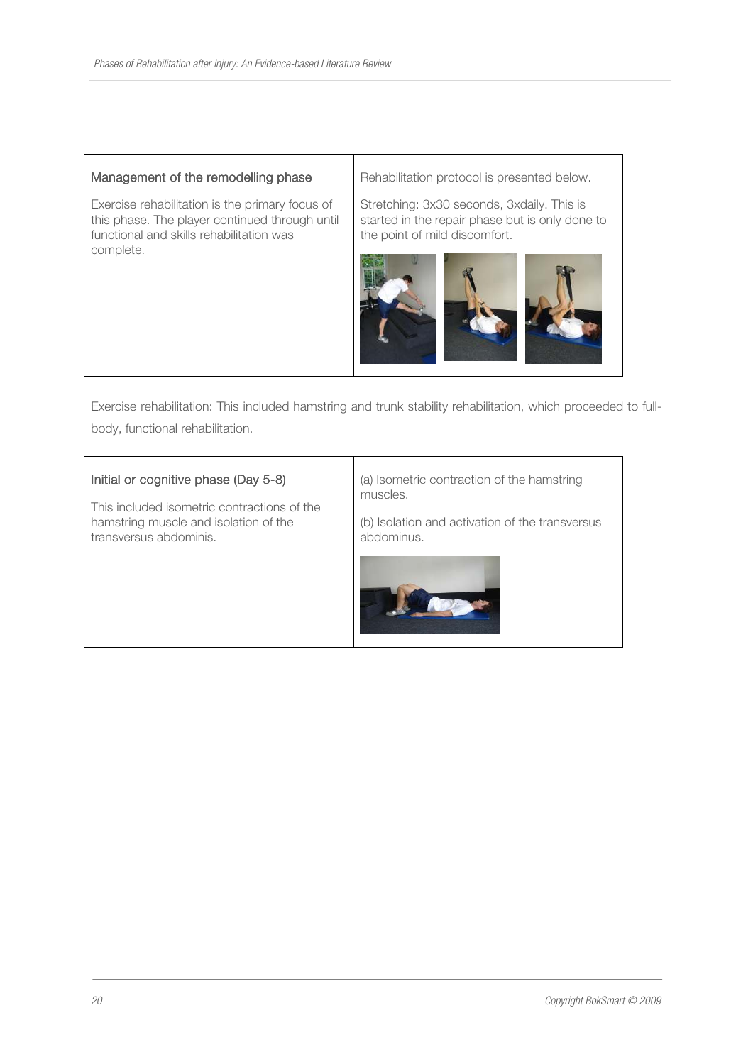| Management of the remodelling phase | Rehabilitation protocol is presented below. |
| --- | --- |
| Exercise rehabilitation is the primary focus of this phase. The player continued through until functional and skills rehabilitation was complete. | Stretching: 3x30 seconds, 3xdaily. This is started in the repair phase but is only done to the point of mild discomfort. |

Exercise rehabilitation: This included hamstring and trunk stability rehabilitation, which proceeded to full-body, functional rehabilitation.

| Initial or cognitive phase (Day 5-8) | (a) Isometric contraction of the hamstring muscles. |
| --- | --- |
| This included isometric contractions of the hamstring muscle and isolation of the transversus abdominis. | (b) Isolation and activation of the transversus abdominus. |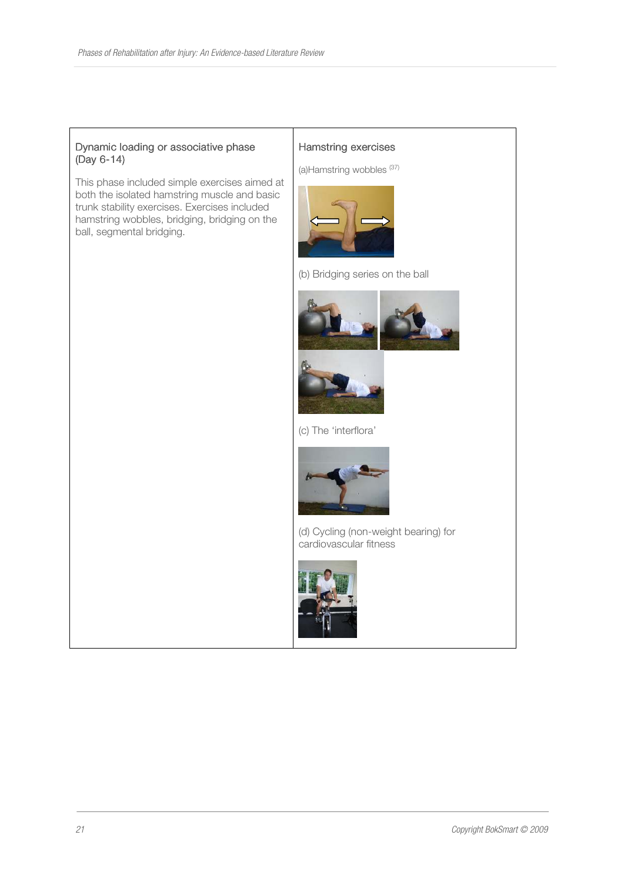| Dynamic loading or associative phase (Day 6-14) | Hamstring exercises |
| --- | --- |
| This phase included simple exercises aimed at both the isolated hamstring muscle and basic trunk stability exercises. Exercises included hamstring wobbles, bridging, bridging on the ball, segmental bridging. | (a)Hamstring wobbles [37]<br><br>(b) Bridging series on the ball<br><br>(c) The 'interflora'<br><br>(d) Cycling (non-weight bearing) for cardiovascular fitness |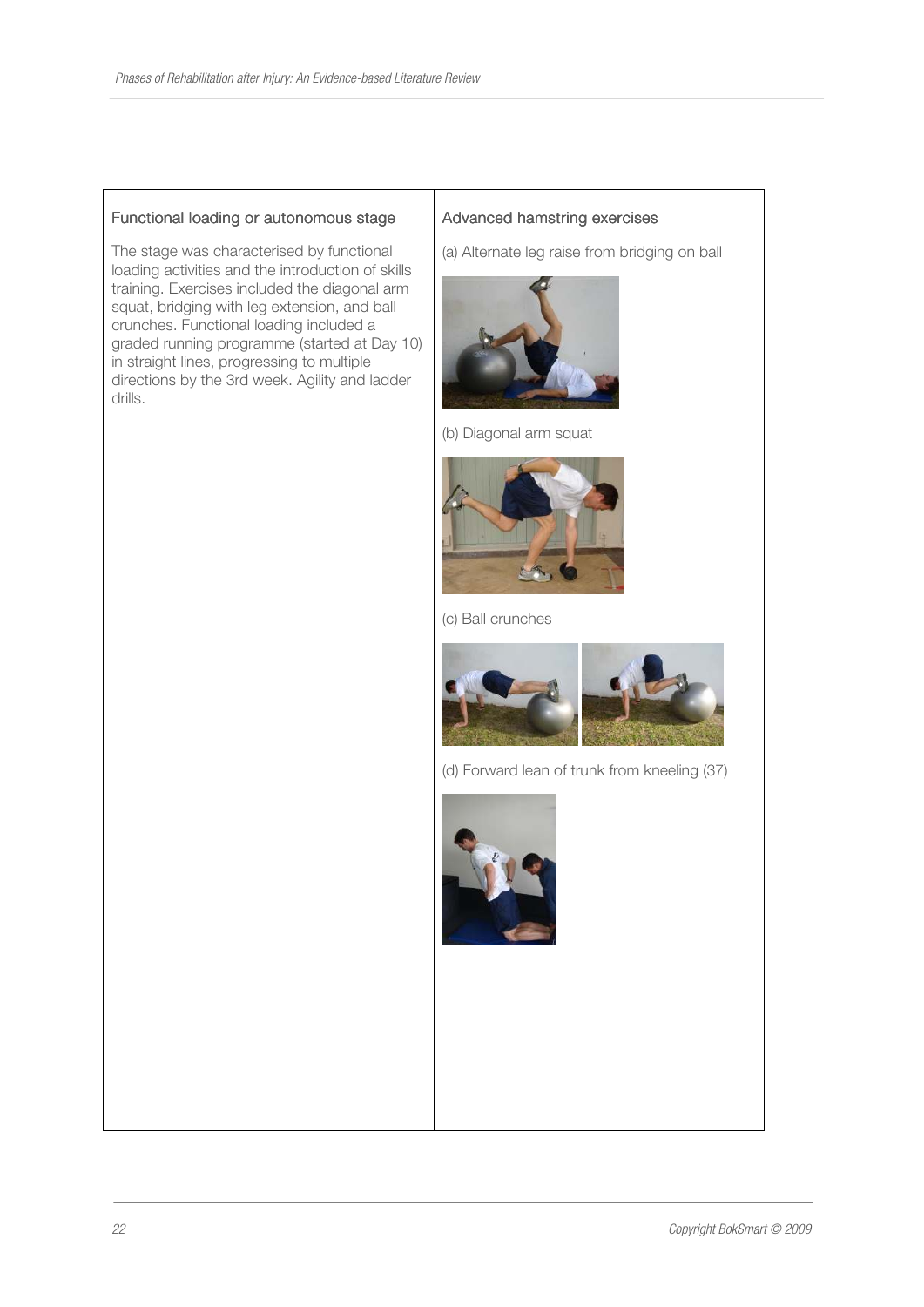| Functional loading or autonomous stage | Advanced hamstring exercises |
| --- | --- |
| The stage was characterised by functional loading activities and the introduction of skills training. Exercises included the diagonal arm squat, bridging with leg extension, and ball crunches. Functional loading included a graded running programme (started at Day 10) in straight lines, progressing to multiple directions by the 3rd week. Agility and ladder drills. | (a) Alternate leg raise from bridging on ball<br><br>(b) Diagonal arm squat<br><br>(c) Ball crunches<br><br>(d) Forward lean of trunk from kneeling (37) |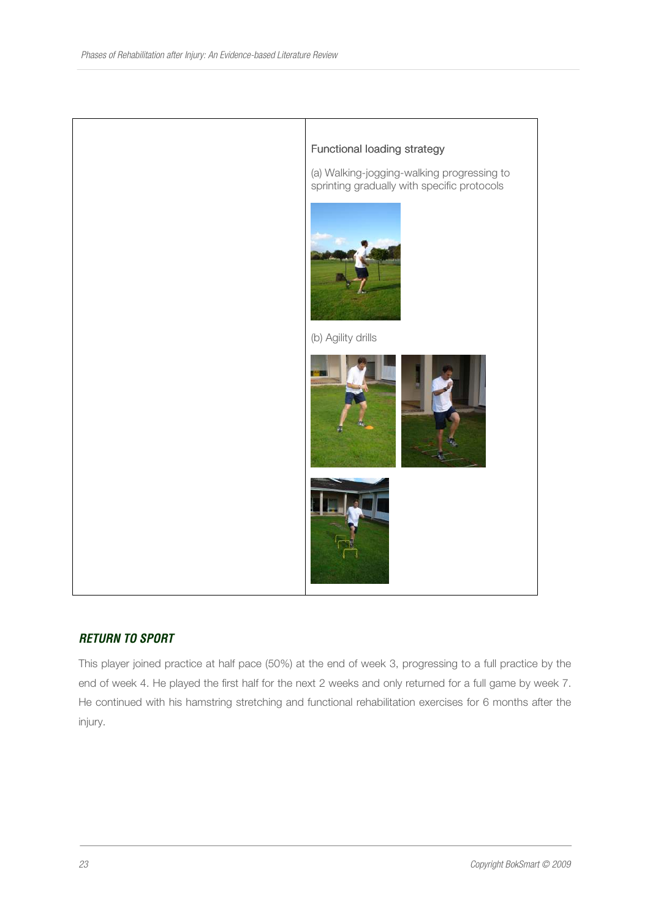| | Functional loading strategy<br><br>(a) Walking-jogging-walking progressing to sprinting gradually with specific protocols<br><br>(b) Agility drills |
|---|---|

## *RETURN TO SPORT*

This player joined practice at half pace (50%) at the end of week 3, progressing to a full practice by the end of week 4. He played the first half for the next 2 weeks and only returned for a full game by week 7. He continued with his hamstring stretching and functional rehabilitation exercises for 6 months after the injury.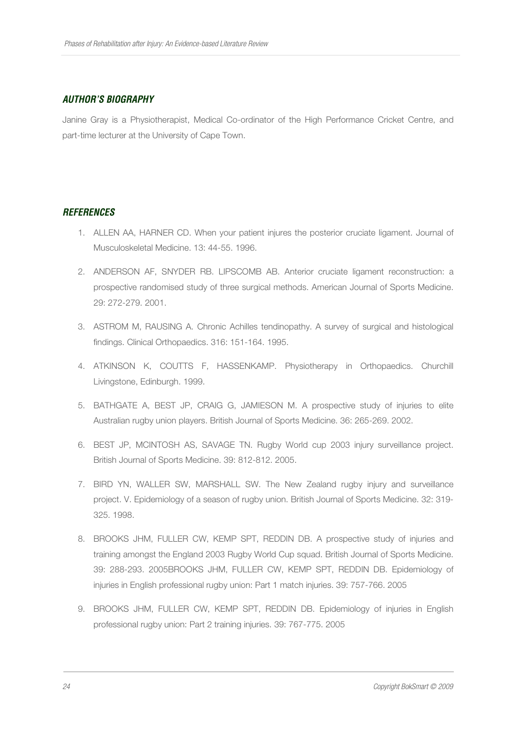## *AUTHOR'S BIOGRAPHY*

Janine Gray is a Physiotherapist, Medical Co-ordinator of the High Performance Cricket Centre, and part-time lecturer at the University of Cape Town.

## *REFERENCES*

1. ALLEN AA, HARNER CD. When your patient injures the posterior cruciate ligament. Journal of Musculoskeletal Medicine. 13: 44-55. 1996.
2. ANDERSON AF, SNYDER RB. LIPSCOMB AB. Anterior cruciate ligament reconstruction: a prospective randomised study of three surgical methods. American Journal of Sports Medicine. 29: 272-279. 2001.
3. ASTROM M, RAUSING A. Chronic Achilles tendinopathy. A survey of surgical and histological findings. Clinical Orthopaedics. 316: 151-164. 1995.
4. ATKINSON K, COUTTS F, HASSENKAMP. Physiotherapy in Orthopaedics. Churchill Livingstone, Edinburgh. 1999.
5. BATHGATE A, BEST JP, CRAIG G, JAMIESON M. A prospective study of injuries to elite Australian rugby union players. British Journal of Sports Medicine. 36: 265-269. 2002.
6. BEST JP, MCINTOSH AS, SAVAGE TN. Rugby World cup 2003 injury surveillance project. British Journal of Sports Medicine. 39: 812-812. 2005.
7. BIRD YN, WALLER SW, MARSHALL SW. The New Zealand rugby injury and surveillance project. V. Epidemiology of a season of rugby union. British Journal of Sports Medicine. 32: 319-325. 1998.
8. BROOKS JHM, FULLER CW, KEMP SPT, REDDIN DB. A prospective study of injuries and training amongst the England 2003 Rugby World Cup squad. British Journal of Sports Medicine. 39: 288-293. 2005BROOKS JHM, FULLER CW, KEMP SPT, REDDIN DB. Epidemiology of injuries in English professional rugby union: Part 1 match injuries. 39: 757-766. 2005
9. BROOKS JHM, FULLER CW, KEMP SPT, REDDIN DB. Epidemiology of injuries in English professional rugby union: Part 2 training injuries. 39: 767-775. 2005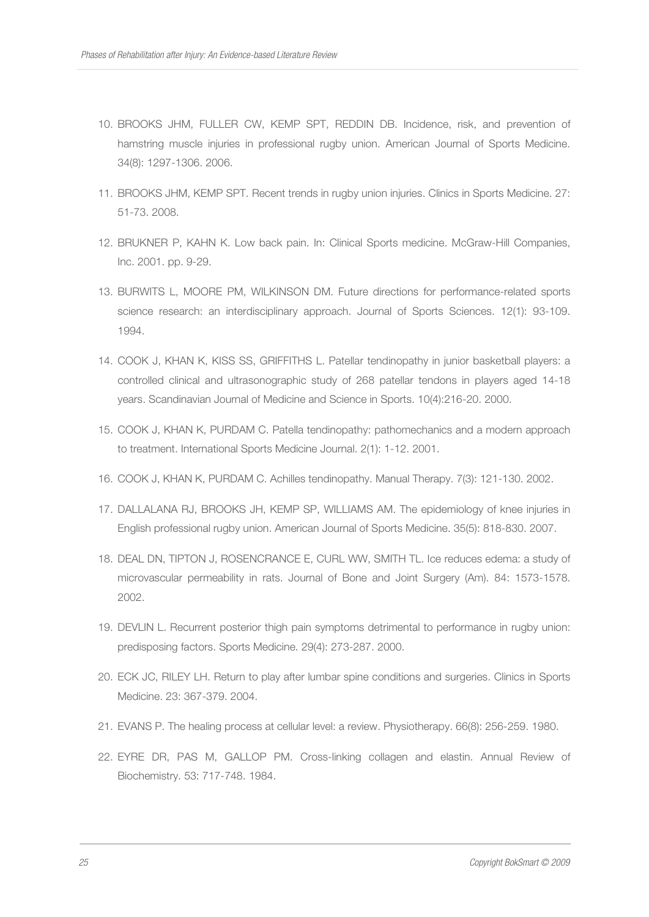10. BROOKS JHM, FULLER CW, KEMP SPT, REDDIN DB. Incidence, risk, and prevention of hamstring muscle injuries in professional rugby union. American Journal of Sports Medicine. 34(8): 1297-1306. 2006.

11. BROOKS JHM, KEMP SPT. Recent trends in rugby union injuries. Clinics in Sports Medicine. 27: 51-73. 2008.

12. BRUKNER P, KAHN K. Low back pain. In: Clinical Sports medicine. McGraw-Hill Companies, Inc. 2001. pp. 9-29.

13. BURWITS L, MOORE PM, WILKINSON DM. Future directions for performance-related sports science research: an interdisciplinary approach. Journal of Sports Sciences. 12(1): 93-109. 1994.

14. COOK J, KHAN K, KISS SS, GRIFFITHS L. Patellar tendinopathy in junior basketball players: a controlled clinical and ultrasonographic study of 268 patellar tendons in players aged 14-18 years. Scandinavian Journal of Medicine and Science in Sports. 10(4):216-20. 2000.

15. COOK J, KHAN K, PURDAM C. Patella tendinopathy: pathomechanics and a modern approach to treatment. International Sports Medicine Journal. 2(1): 1-12. 2001.

16. COOK J, KHAN K, PURDAM C. Achilles tendinopathy. Manual Therapy. 7(3): 121-130. 2002.

17. DALLALANA RJ, BROOKS JH, KEMP SP, WILLIAMS AM. The epidemiology of knee injuries in English professional rugby union. American Journal of Sports Medicine. 35(5): 818-830. 2007.

18. DEAL DN, TIPTON J, ROSENCRANCE E, CURL WW, SMITH TL. Ice reduces edema: a study of microvascular permeability in rats. Journal of Bone and Joint Surgery (Am). 84: 1573-1578. 2002.

19. DEVLIN L. Recurrent posterior thigh pain symptoms detrimental to performance in rugby union: predisposing factors. Sports Medicine. 29(4): 273-287. 2000.

20. ECK JC, RILEY LH. Return to play after lumbar spine conditions and surgeries. Clinics in Sports Medicine. 23: 367-379. 2004.

21. EVANS P. The healing process at cellular level: a review. Physiotherapy. 66(8): 256-259. 1980.

22. EYRE DR, PAS M, GALLOP PM. Cross-linking collagen and elastin. Annual Review of Biochemistry. 53: 717-748. 1984.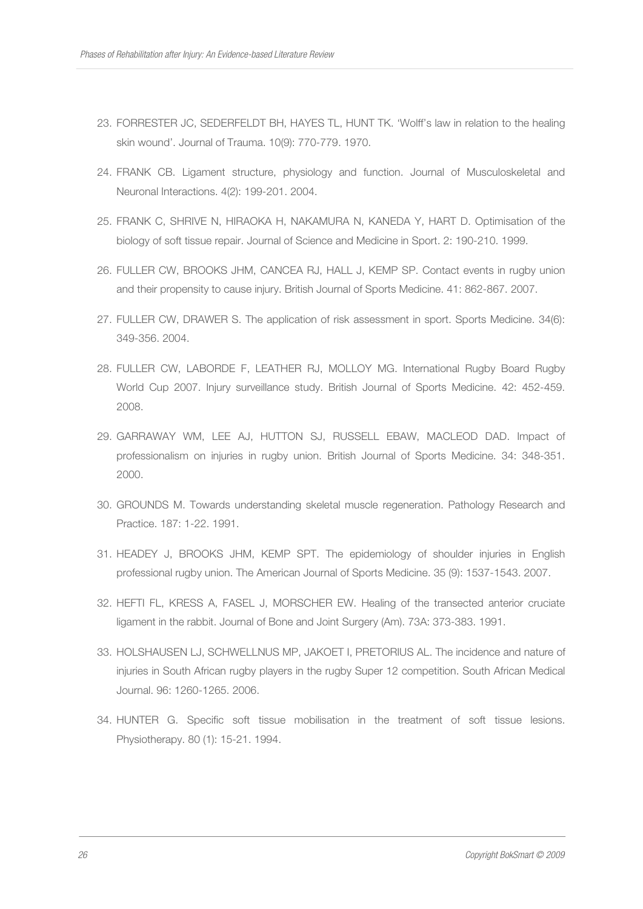23. FORRESTER JC, SEDERFELDT BH, HAYES TL, HUNT TK. 'Wolff's law in relation to the healing skin wound'. Journal of Trauma. 10(9): 770-779. 1970.

24. FRANK CB. Ligament structure, physiology and function. Journal of Musculoskeletal and Neuronal Interactions. 4(2): 199-201. 2004.

25. FRANK C, SHRIVE N, HIRAOKA H, NAKAMURA N, KANEDA Y, HART D. Optimisation of the biology of soft tissue repair. Journal of Science and Medicine in Sport. 2: 190-210. 1999.

26. FULLER CW, BROOKS JHM, CANCEA RJ, HALL J, KEMP SP. Contact events in rugby union and their propensity to cause injury. British Journal of Sports Medicine. 41: 862-867. 2007.

27. FULLER CW, DRAWER S. The application of risk assessment in sport. Sports Medicine. 34(6): 349-356. 2004.

28. FULLER CW, LABORDE F, LEATHER RJ, MOLLOY MG. International Rugby Board Rugby World Cup 2007. Injury surveillance study. British Journal of Sports Medicine. 42: 452-459. 2008.

29. GARRAWAY WM, LEE AJ, HUTTON SJ, RUSSELL EBAW, MACLEOD DAD. Impact of professionalism on injuries in rugby union. British Journal of Sports Medicine. 34: 348-351. 2000.

30. GROUNDS M. Towards understanding skeletal muscle regeneration. Pathology Research and Practice. 187: 1-22. 1991.

31. HEADEY J, BROOKS JHM, KEMP SPT. The epidemiology of shoulder injuries in English professional rugby union. The American Journal of Sports Medicine. 35 (9): 1537-1543. 2007.

32. HEFTI FL, KRESS A, FASEL J, MORSCHER EW. Healing of the transected anterior cruciate ligament in the rabbit. Journal of Bone and Joint Surgery (Am). 73A: 373-383. 1991.

33. HOLSHAUSEN LJ, SCHWELLNUS MP, JAKOET I, PRETORIUS AL. The incidence and nature of injuries in South African rugby players in the rugby Super 12 competition. South African Medical Journal. 96: 1260-1265. 2006.

34. HUNTER G. Specific soft tissue mobilisation in the treatment of soft tissue lesions. Physiotherapy. 80 (1): 15-21. 1994.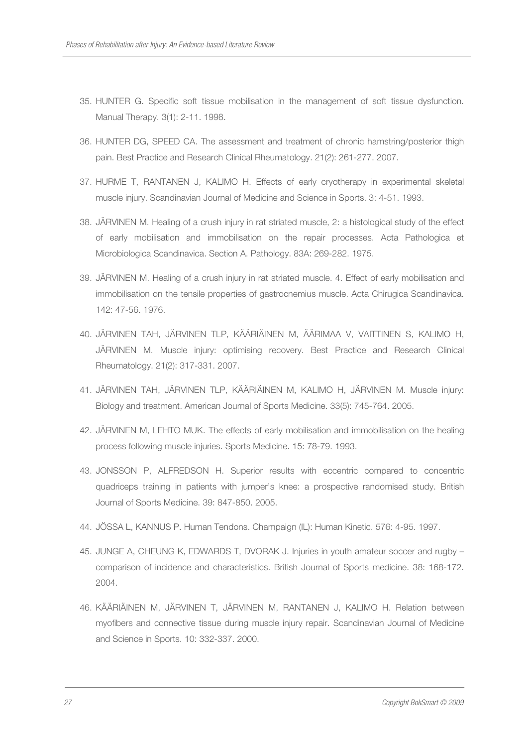35. HUNTER G. Specific soft tissue mobilisation in the management of soft tissue dysfunction. Manual Therapy. 3(1): 2-11. 1998.

36. HUNTER DG, SPEED CA. The assessment and treatment of chronic hamstring/posterior thigh pain. Best Practice and Research Clinical Rheumatology. 21(2): 261-277. 2007.

37. HURME T, RANTANEN J, KALIMO H. Effects of early cryotherapy in experimental skeletal muscle injury. Scandinavian Journal of Medicine and Science in Sports. 3: 4-51. 1993.

38. JÄRVINEN M. Healing of a crush injury in rat striated muscle, 2: a histological study of the effect of early mobilisation and immobilisation on the repair processes. Acta Pathologica et Microbiologica Scandinavica. Section A. Pathology. 83A: 269-282. 1975.

39. JÄRVINEN M. Healing of a crush injury in rat striated muscle. 4. Effect of early mobilisation and immobilisation on the tensile properties of gastrocnemius muscle. Acta Chirugica Scandinavica. 142: 47-56. 1976.

40. JÄRVINEN TAH, JÄRVINEN TLP, KÄÄRIÄINEN M, ÄÄRIMAA V, VAITTINEN S, KALIMO H, JÄRVINEN M. Muscle injury: optimising recovery. Best Practice and Research Clinical Rheumatology. 21(2): 317-331. 2007.

41. JÄRVINEN TAH, JÄRVINEN TLP, KÄÄRIÄINEN M, KALIMO H, JÄRVINEN M. Muscle injury: Biology and treatment. American Journal of Sports Medicine. 33(5): 745-764. 2005.

42. JÄRVINEN M, LEHTO MUK. The effects of early mobilisation and immobilisation on the healing process following muscle injuries. Sports Medicine. 15: 78-79. 1993.

43. JONSSON P, ALFREDSON H. Superior results with eccentric compared to concentric quadriceps training in patients with jumper's knee: a prospective randomised study. British Journal of Sports Medicine. 39: 847-850. 2005.

44. JÖSSA L, KANNUS P. Human Tendons. Champaign (IL): Human Kinetic. 576: 4-95. 1997.

45. JUNGE A, CHEUNG K, EDWARDS T, DVORAK J. Injuries in youth amateur soccer and rugby – comparison of incidence and characteristics. British Journal of Sports medicine. 38: 168-172. 2004.

46. KÄÄRIÄINEN M, JÄRVINEN T, JÄRVINEN M, RANTANEN J, KALIMO H. Relation between myofibers and connective tissue during muscle injury repair. Scandinavian Journal of Medicine and Science in Sports. 10: 332-337. 2000.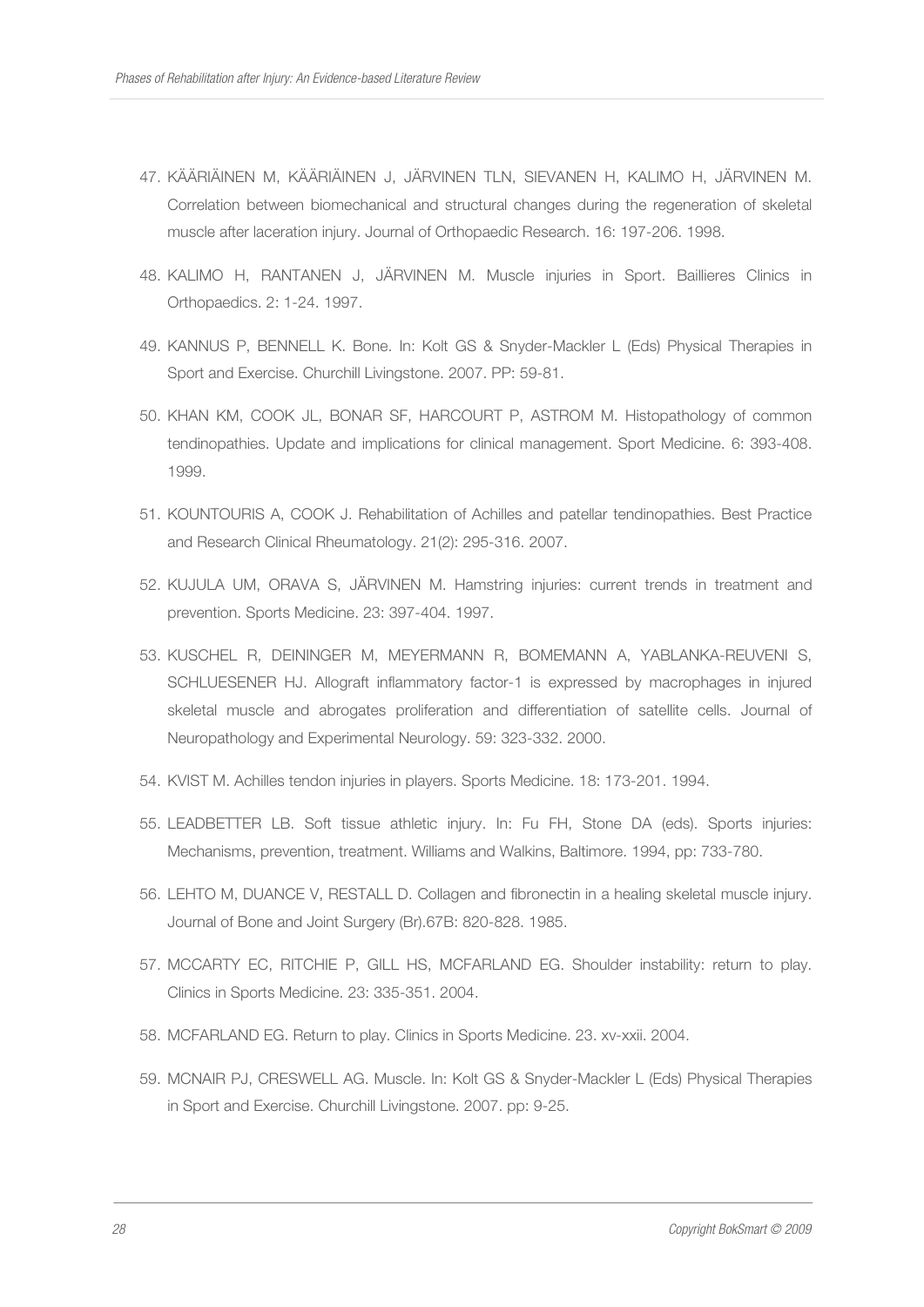47. KÄÄRIÄINEN M, KÄÄRIÄINEN J, JÄRVINEN TLN, SIEVANEN H, KALIMO H, JÄRVINEN M. Correlation between biomechanical and structural changes during the regeneration of skeletal muscle after laceration injury. Journal of Orthopaedic Research. 16: 197-206. 1998.

48. KALIMO H, RANTANEN J, JÄRVINEN M. Muscle injuries in Sport. Baillieres Clinics in Orthopaedics. 2: 1-24. 1997.

49. KANNUS P, BENNELL K. Bone. In: Kolt GS & Snyder-Mackler L (Eds) Physical Therapies in Sport and Exercise. Churchill Livingstone. 2007. PP: 59-81.

50. KHAN KM, COOK JL, BONAR SF, HARCOURT P, ASTROM M. Histopathology of common tendinopathies. Update and implications for clinical management. Sport Medicine. 6: 393-408. 1999.

51. KOUNTOURIS A, COOK J. Rehabilitation of Achilles and patellar tendinopathies. Best Practice and Research Clinical Rheumatology. 21(2): 295-316. 2007.

52. KUJULA UM, ORAVA S, JÄRVINEN M. Hamstring injuries: current trends in treatment and prevention. Sports Medicine. 23: 397-404. 1997.

53. KUSCHEL R, DEININGER M, MEYERMANN R, BOMEMANN A, YABLANKA-REUVENI S, SCHLUESENER HJ. Allograft inflammatory factor-1 is expressed by macrophages in injured skeletal muscle and abrogates proliferation and differentiation of satellite cells. Journal of Neuropathology and Experimental Neurology. 59: 323-332. 2000.

54. KVIST M. Achilles tendon injuries in players. Sports Medicine. 18: 173-201. 1994.

55. LEADBETTER LB. Soft tissue athletic injury. In: Fu FH, Stone DA (eds). Sports injuries: Mechanisms, prevention, treatment. Williams and Walkins, Baltimore. 1994, pp: 733-780.

56. LEHTO M, DUANCE V, RESTALL D. Collagen and fibronectin in a healing skeletal muscle injury. Journal of Bone and Joint Surgery (Br).67B: 820-828. 1985.

57. MCCARTY EC, RITCHIE P, GILL HS, MCFARLAND EG. Shoulder instability: return to play. Clinics in Sports Medicine. 23: 335-351. 2004.

58. MCFARLAND EG. Return to play. Clinics in Sports Medicine. 23. xv-xxii. 2004.

59. MCNAIR PJ, CRESWELL AG. Muscle. In: Kolt GS & Snyder-Mackler L (Eds) Physical Therapies in Sport and Exercise. Churchill Livingstone. 2007. pp: 9-25.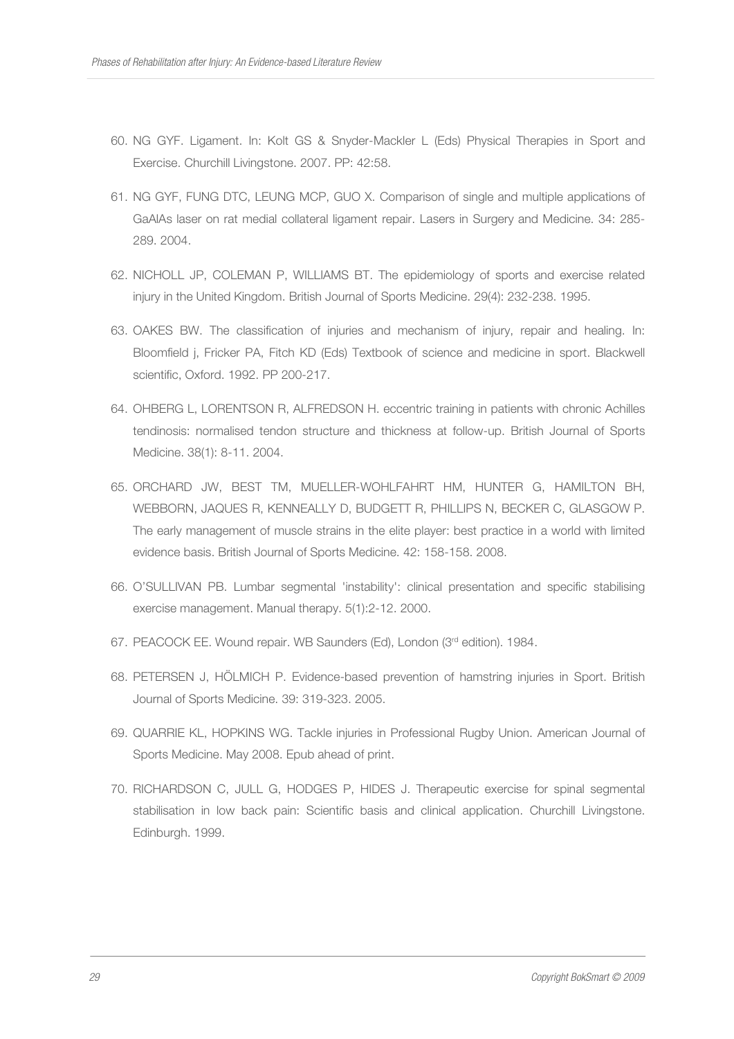60. NG GYF. Ligament. In: Kolt GS & Snyder-Mackler L (Eds) Physical Therapies in Sport and Exercise. Churchill Livingstone. 2007. PP: 42:58.
61. NG GYF, FUNG DTC, LEUNG MCP, GUO X. Comparison of single and multiple applications of GaAlAs laser on rat medial collateral ligament repair. Lasers in Surgery and Medicine. 34: 285-289. 2004.
62. NICHOLL JP, COLEMAN P, WILLIAMS BT. The epidemiology of sports and exercise related injury in the United Kingdom. British Journal of Sports Medicine. 29(4): 232-238. 1995.
63. OAKES BW. The classification of injuries and mechanism of injury, repair and healing. In: Bloomfield j, Fricker PA, Fitch KD (Eds) Textbook of science and medicine in sport. Blackwell scientific, Oxford. 1992. PP 200-217.
64. OHBERG L, LORENTSON R, ALFREDSON H. eccentric training in patients with chronic Achilles tendinosis: normalised tendon structure and thickness at follow-up. British Journal of Sports Medicine. 38(1): 8-11. 2004.
65. ORCHARD JW, BEST TM, MUELLER-WOHLFAHRT HM, HUNTER G, HAMILTON BH, WEBBORN, JAQUES R, KENNEALLY D, BUDGETT R, PHILLIPS N, BECKER C, GLASGOW P. The early management of muscle strains in the elite player: best practice in a world with limited evidence basis. British Journal of Sports Medicine. 42: 158-158. 2008.
66. O'SULLIVAN PB. Lumbar segmental 'instability': clinical presentation and specific stabilising exercise management. Manual therapy. 5(1):2-12. 2000.
67. PEACOCK EE. Wound repair. WB Saunders (Ed), London (3rd edition). 1984.
68. PETERSEN J, HÖLMICH P. Evidence-based prevention of hamstring injuries in Sport. British Journal of Sports Medicine. 39: 319-323. 2005.
69. QUARRIE KL, HOPKINS WG. Tackle injuries in Professional Rugby Union. American Journal of Sports Medicine. May 2008. Epub ahead of print.
70. RICHARDSON C, JULL G, HODGES P, HIDES J. Therapeutic exercise for spinal segmental stabilisation in low back pain: Scientific basis and clinical application. Churchill Livingstone. Edinburgh. 1999.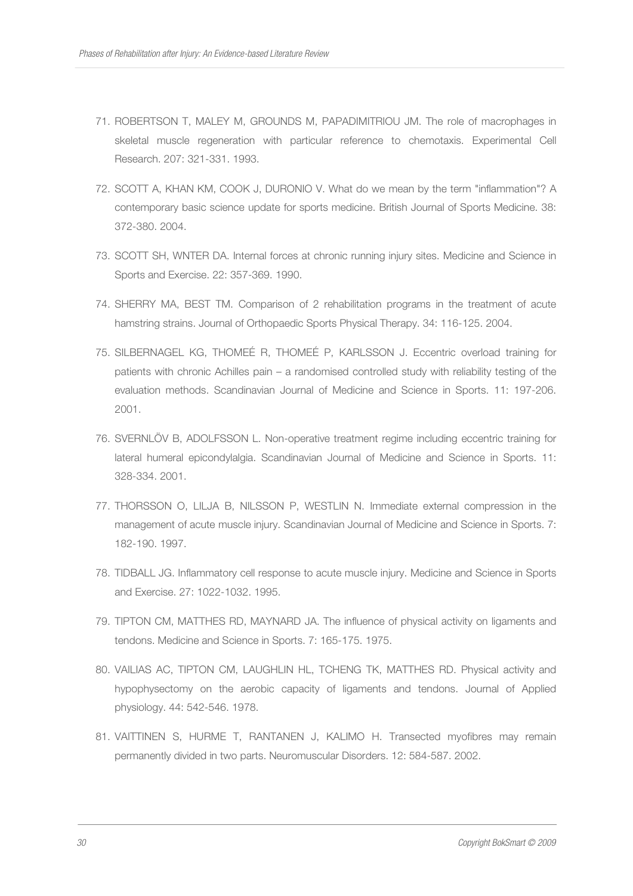71. ROBERTSON T, MALEY M, GROUNDS M, PAPADIMITRIOU JM. The role of macrophages in skeletal muscle regeneration with particular reference to chemotaxis. Experimental Cell Research. 207: 321-331. 1993.

72. SCOTT A, KHAN KM, COOK J, DURONIO V. What do we mean by the term "inflammation"? A contemporary basic science update for sports medicine. British Journal of Sports Medicine. 38: 372-380. 2004.

73. SCOTT SH, WNTER DA. Internal forces at chronic running injury sites. Medicine and Science in Sports and Exercise. 22: 357-369. 1990.

74. SHERRY MA, BEST TM. Comparison of 2 rehabilitation programs in the treatment of acute hamstring strains. Journal of Orthopaedic Sports Physical Therapy. 34: 116-125. 2004.

75. SILBERNAGEL KG, THOMEÉ R, THOMEÉ P, KARLSSON J. Eccentric overload training for patients with chronic Achilles pain – a randomised controlled study with reliability testing of the evaluation methods. Scandinavian Journal of Medicine and Science in Sports. 11: 197-206. 2001.

76. SVERNLÖV B, ADOLFSSON L. Non-operative treatment regime including eccentric training for lateral humeral epicondylalgia. Scandinavian Journal of Medicine and Science in Sports. 11: 328-334. 2001.

77. THORSSON O, LILJA B, NILSSON P, WESTLIN N. Immediate external compression in the management of acute muscle injury. Scandinavian Journal of Medicine and Science in Sports. 7: 182-190. 1997.

78. TIDBALL JG. Inflammatory cell response to acute muscle injury. Medicine and Science in Sports and Exercise. 27: 1022-1032. 1995.

79. TIPTON CM, MATTHES RD, MAYNARD JA. The influence of physical activity on ligaments and tendons. Medicine and Science in Sports. 7: 165-175. 1975.

80. VAILIAS AC, TIPTON CM, LAUGHLIN HL, TCHENG TK, MATTHES RD. Physical activity and hypophysectomy on the aerobic capacity of ligaments and tendons. Journal of Applied physiology. 44: 542-546. 1978.

81. VAITTINEN S, HURME T, RANTANEN J, KALIMO H. Transected myofibres may remain permanently divided in two parts. Neuromuscular Disorders. 12: 584-587. 2002.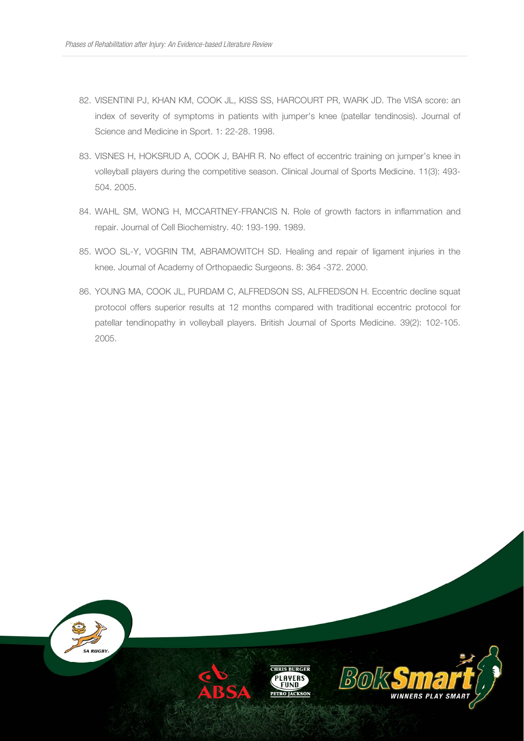82. VISENTINI PJ, KHAN KM, COOK JL, KISS SS, HARCOURT PR, WARK JD. The VISA score: an index of severity of symptoms in patients with jumper's knee (patellar tendinosis). Journal of Science and Medicine in Sport. 1: 22-28. 1998.

83. VISNES H, HOKSRUD A, COOK J, BAHR R. No effect of eccentric training on jumper's knee in volleyball players during the competitive season. Clinical Journal of Sports Medicine. 11(3): 493-504. 2005.

84. WAHL SM, WONG H, MCCARTNEY-FRANCIS N. Role of growth factors in inflammation and repair. Journal of Cell Biochemistry. 40: 193-199. 1989.

85. WOO SL-Y, VOGRIN TM, ABRAMOWITCH SD. Healing and repair of ligament injuries in the knee. Journal of Academy of Orthopaedic Surgeons. 8: 364 -372. 2000.

86. YOUNG MA, COOK JL, PURDAM C, ALFREDSON SS, ALFREDSON H. Eccentric decline squat protocol offers superior results at 12 months compared with traditional eccentric protocol for patellar tendinopathy in volleyball players. British Journal of Sports Medicine. 39(2): 102-105. 2005.